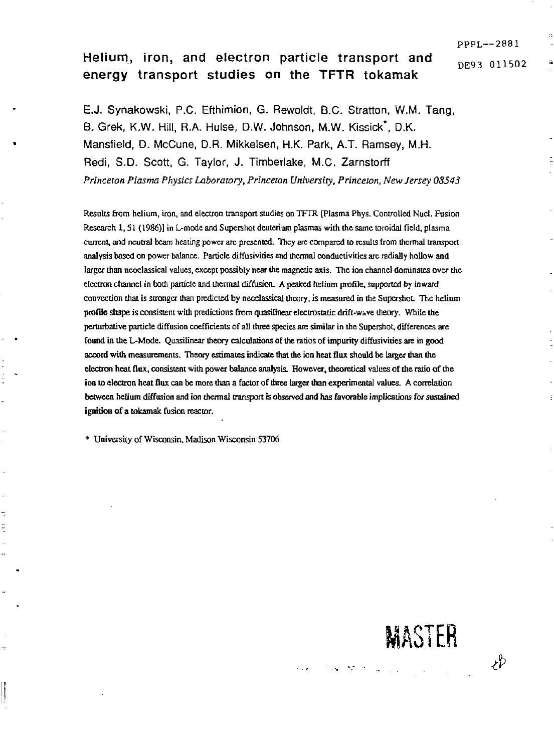PPPL--2881

DE93 011502

# Helium, iron, and electron particle transport and energy transport studies on the TFTR tokamak

E.J. Synakowski, P.C. Efthimion, G. Rewoldt, B.C. Stratton, W.M. Tang, B. Grek, K.W. Hill, R.A. Hulse, D.W. Johnson, M.W. Kissick*, D.K. Mansfield, D. McCune, D.R. Mikkelsen, H.K. Park, A.T. Ramsey, M.H. Redi, S.D. Scott, G. Taylor, J. Timberlake, M.C. Zarnstorff

*Princeton Plasma Physics Laboratory, Princeton University, Princeton, New Jersey 08543*

Results from helium, iron, and electron transport studies on TFTR [Plasma Phys. Controlled Nucl. Fusion Research 1, 51 (1986)] in L-mode and Supershot deuterium plasmas with the same toroidal field, plasma current, and neutral beam heating power are presented. They are compared to results from thermal transport analysis based on power balance. Particle diffusivities and thermal conductivities are radially hollow and larger than neoclassical values, except possibly near the magnetic axis. The ion channel dominates over the electron channel in both particle and thermal diffusion. A peaked helium profile, supported by inward convection that is stronger than predicted by neoclassical theory, is measured in the Supershot. The helium profile shape is consistent with predictions from quasilinear electrostatic drift-wave theory. While the perturbative particle diffusion coefficients of all three species are similar in the Supershot, differences are found in the L-Mode. Quasilinear theory calculations of the ratios of impurity diffusivities are in good accord with measurements. Theory estimates indicate that the ion heat flux should be larger than the electron heat flux, consistent with power balance analysis. However, theoretical values of the ratio of the ion to electron heat flux can be more than a factor of three larger than experimental values. A correlation between helium diffusion and ion thermal transport is observed and has favorable implications for sustained ignition of a tokamak fusion reactor.

* University of Wisconsin, Madison Wisconsin 53706

MASTER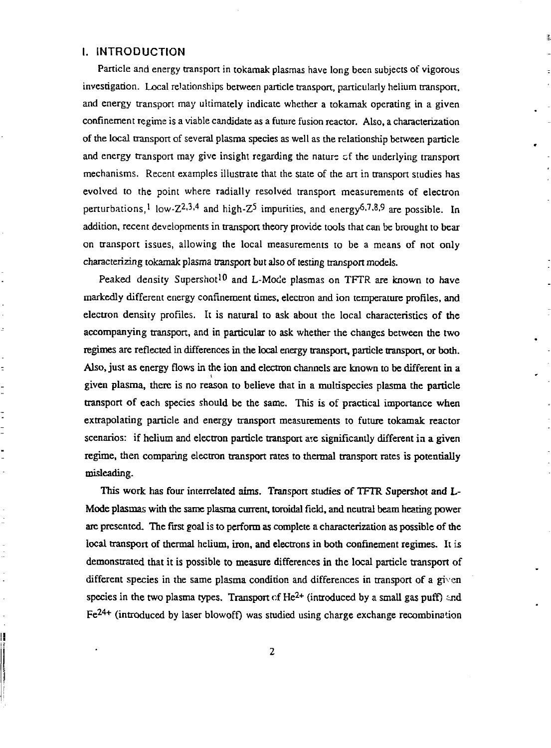## I. INTRODUCTION

Particle and energy transport in tokamak plasmas have long been subjects of vigorous investigation. Local relationships between particle transport, particularly helium transport, and energy transport may ultimately indicate whether a tokamak operating in a given confinement regime is a viable candidate as a future fusion reactor. Also, a characterization of the local transport of several plasma species as well as the relationship between particle and energy transport may give insight regarding the nature of the underlying transport mechanisms. Recent examples illustrate that the state of the art in transport studies has evolved to the point where radially resolved transport measurements of electron perturbations,[1] low-Z[2,3,4] and high-Z[5] impurities, and energy[6,7,8,9] are possible. In addition, recent developments in transport theory provide tools that can be brought to bear on transport issues, allowing the local measurements to be a means of not only characterizing tokamak plasma transport but also of testing transport models.

Peaked density Supershot[10] and L-Mode plasmas on TFTR are known to have markedly different energy confinement times, electron and ion temperature profiles, and electron density profiles. It is natural to ask about the local characteristics of the accompanying transport, and in particular to ask whether the changes between the two regimes are reflected in differences in the local energy transport, particle transport, or both. Also, just as energy flows in the ion and electron channels are known to be different in a given plasma, there is no reason to believe that in a multispecies plasma the particle transport of each species should be the same. This is of practical importance when extrapolating particle and energy transport measurements to future tokamak reactor scenarios: if helium and electron particle transport are significantly different in a given regime, then comparing electron transport rates to thermal transport rates is potentially misleading.

This work has four interrelated aims. Transport studies of TFTR Supershot and L-Mode plasmas with the same plasma current, toroidal field, and neutral beam heating power are presented. The first goal is to perform as complete a characterization as possible of the local transport of thermal helium, iron, and electrons in both confinement regimes. It is demonstrated that it is possible to measure differences in the local particle transport of different species in the same plasma condition and differences in transport of a given species in the two plasma types. Transport of $He^{2+}$ (introduced by a small gas puff) and $Fe^{24+}$ (introduced by laser blowoff) was studied using charge exchange recombination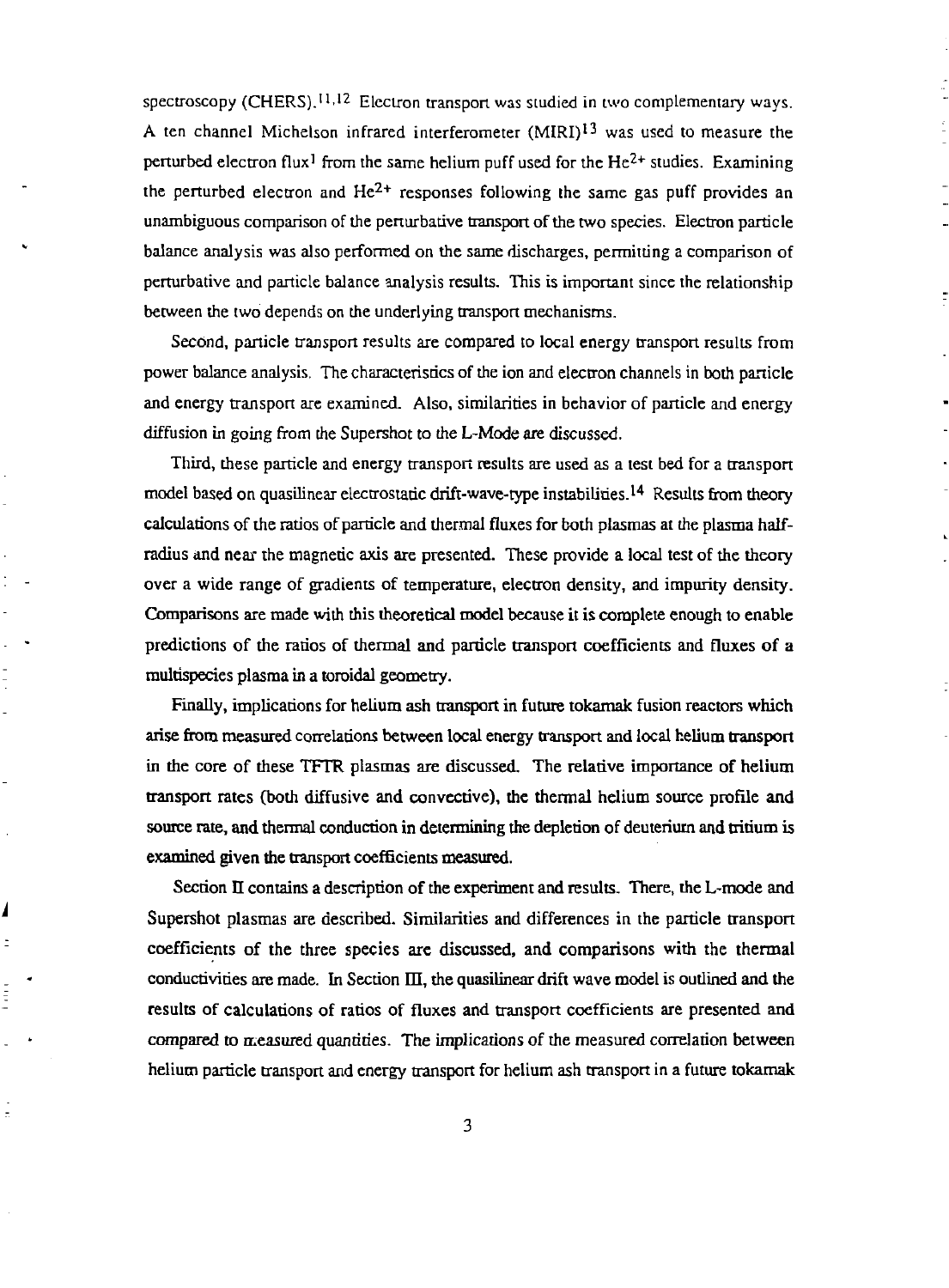spectroscopy (CHERS).[11,12] Electron transport was studied in two complementary ways. A ten channel Michelson infrared interferometer (MIRI)[13] was used to measure the perturbed electron flux[1] from the same helium puff used for the $He^{2+}$ studies. Examining the perturbed electron and $He^{2+}$ responses following the same gas puff provides an unambiguous comparison of the perturbative transport of the two species. Electron particle balance analysis was also performed on the same discharges, permitting a comparison of perturbative and particle balance analysis results. This is important since the relationship between the two depends on the underlying transport mechanisms.

Second, particle transport results are compared to local energy transport results from power balance analysis. The characteristics of the ion and electron channels in both particle and energy transport are examined. Also, similarities in behavior of particle and energy diffusion in going from the Supershot to the L-Mode are discussed.

Third, these particle and energy transport results are used as a test bed for a transport model based on quasilinear electrostatic drift-wave-type instabilities.[14] Results from theory calculations of the ratios of particle and thermal fluxes for both plasmas at the plasma half-radius and near the magnetic axis are presented. These provide a local test of the theory over a wide range of gradients of temperature, electron density, and impurity density. Comparisons are made with this theoretical model because it is complete enough to enable predictions of the ratios of thermal and particle transport coefficients and fluxes of a multispecies plasma in a toroidal geometry.

Finally, implications for helium ash transport in future tokamak fusion reactors which arise from measured correlations between local energy transport and local helium transport in the core of these TFTR plasmas are discussed. The relative importance of helium transport rates (both diffusive and convective), the thermal helium source profile and source rate, and thermal conduction in determining the depletion of deuterium and tritium is examined given the transport coefficients measured.

Section II contains a description of the experiment and results. There, the L-mode and Supershot plasmas are described. Similarities and differences in the particle transport coefficients of the three species are discussed, and comparisons with the thermal conductivities are made. In Section III, the quasilinear drift wave model is outlined and the results of calculations of ratios of fluxes and transport coefficients are presented and compared to measured quantities. The implications of the measured correlation between helium particle transport and energy transport for helium ash transport in a future tokamak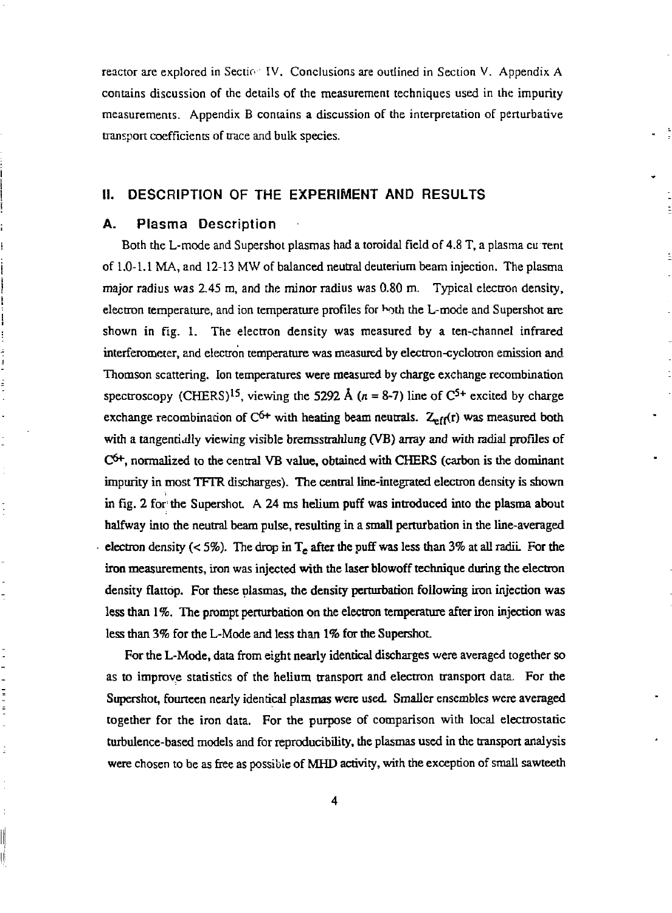reactor are explored in Section IV. Conclusions are outlined in Section V. Appendix A contains discussion of the details of the measurement techniques used in the impurity measurements. Appendix B contains a discussion of the interpretation of perturbative transport coefficients of trace and bulk species.

## II. DESCRIPTION OF THE EXPERIMENT AND RESULTS

### A. Plasma Description

Both the L-mode and Supershot plasmas had a toroidal field of 4.8 T, a plasma current of 1.0-1.1 MA, and 12-13 MW of balanced neutral deuterium beam injection. The plasma major radius was 2.45 m, and the minor radius was 0.80 m. Typical electron density, electron temperature, and ion temperature profiles for both the L-mode and Supershot are shown in fig. 1. The electron density was measured by a ten-channel infrared interferometer, and electron temperature was measured by electron-cyclotron emission and Thomson scattering. Ion temperatures were measured by charge exchange recombination spectroscopy (CHERS)[15], viewing the 5292 Å ($n$ = 8-7) line of $C^{5+}$ excited by charge exchange recombination of $C^{6+}$ with heating beam neutrals. $Z_{eff}(r)$ was measured both with a tangentially viewing visible bremsstrahlung (VB) array and with radial profiles of $C^{6+}$, normalized to the central VB value, obtained with CHERS (carbon is the dominant impurity in most TFTR discharges). The central line-integrated electron density is shown in fig. 2 for the Supershot. A 24 ms helium puff was introduced into the plasma about halfway into the neutral beam pulse, resulting in a small perturbation in the line-averaged electron density (< 5%). The drop in $T_e$ after the puff was less than 3% at all radii. For the iron measurements, iron was injected with the laser blowoff technique during the electron density flattop. For these plasmas, the density perturbation following iron injection was less than 1%. The prompt perturbation on the electron temperature after iron injection was less than 3% for the L-Mode and less than 1% for the Supershot.

For the L-Mode, data from eight nearly identical discharges were averaged together so as to improve statistics of the helium transport and electron transport data. For the Supershot, fourteen nearly identical plasmas were used. Smaller ensembles were averaged together for the iron data. For the purpose of comparison with local electrostatic turbulence-based models and for reproducibility, the plasmas used in the transport analysis were chosen to be as free as possible of MHD activity, with the exception of small sawteeth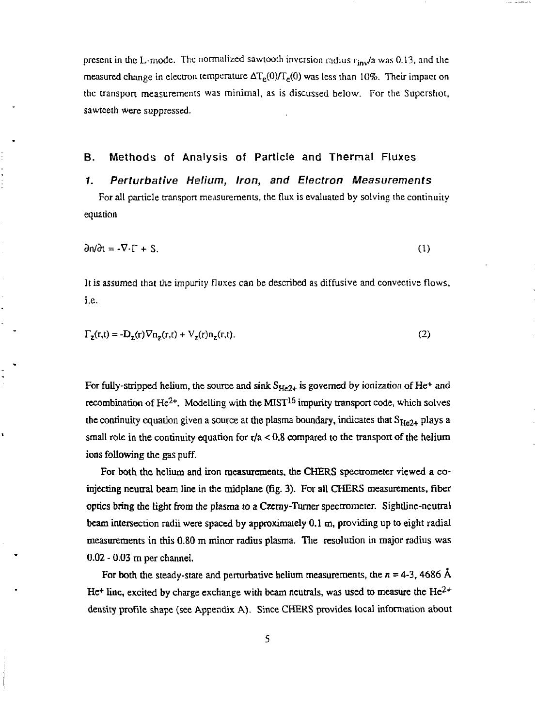present in the L-mode. The normalized sawtooth inversion radius $r_{inv}/a$ was 0.13, and the measured change in electron temperature $\Delta T_e(0)/T_e(0)$ was less than 10%. Their impact on the transport measurements was minimal, as is discussed below. For the Supershot, sawteeth were suppressed.

## B. Methods of Analysis of Particle and Thermal Fluxes

### 1. *Perturbative Helium, Iron, and Electron Measurements*

For all particle transport measurements, the flux is evaluated by solving the continuity equation

$$\partial n/\partial t = -\nabla \cdot \Gamma + S. \tag{1}$$

It is assumed that the impurity fluxes can be described as diffusive and convective flows, i.e.

$$\Gamma_z(r,t) = -D_z(r)\nabla n_z(r,t) + V_z(r)n_z(r,t). \tag{2}$$

For fully-stripped helium, the source and sink $S_{He2+}$ is governed by ionization of $He^{+}$ and recombination of $He^{2+}$. Modelling with the MIST[15] impurity transport code, which solves the continuity equation given a source at the plasma boundary, indicates that $S_{He2+}$ plays a small role in the continuity equation for $r/a < 0.8$ compared to the transport of the helium ions following the gas puff.

For both the helium and iron measurements, the CHERS spectrometer viewed a co-injecting neutral beam line in the midplane (fig. 3). For all CHERS measurements, fiber optics bring the light from the plasma to a Czerny-Turner spectrometer. Sightline-neutral beam intersection radii were spaced by approximately 0.1 m, providing up to eight radial measurements in this 0.80 m minor radius plasma. The resolution in major radius was 0.02 - 0.03 m per channel.

For both the steady-state and perturbative helium measurements, the $n$ = 4-3, 4686 Å $He^{+}$ line, excited by charge exchange with beam neutrals, was used to measure the $He^{2+}$ density profile shape (see Appendix A). Since CHERS provides local information about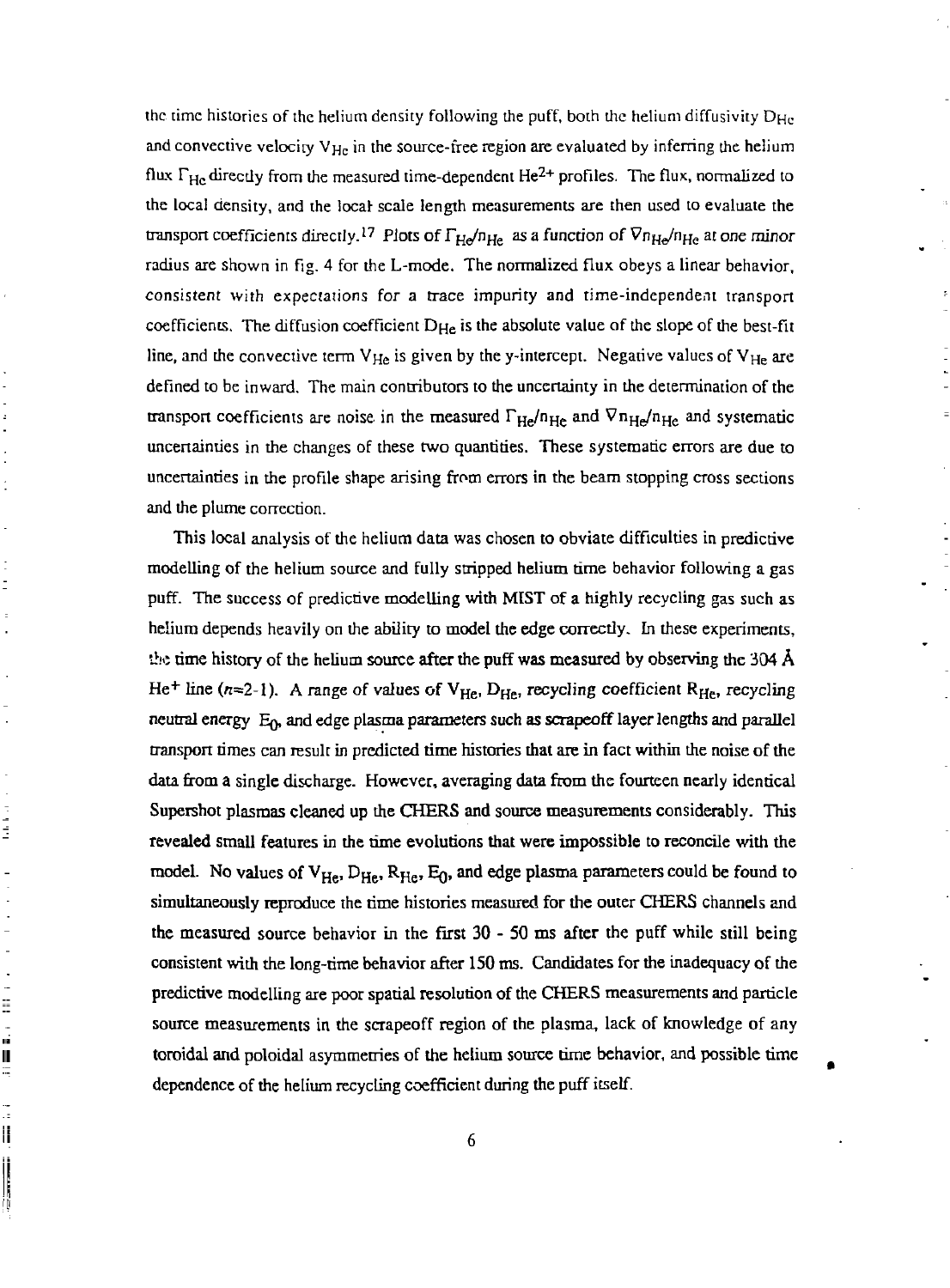the time histories of the helium density following the puff, both the helium diffusivity $D_{He}$ and convective velocity $V_{He}$ in the source-free region are evaluated by inferring the helium flux $\Gamma_{He}$ directly from the measured time-dependent $He^{2+}$ profiles. The flux, normalized to the local density, and the local scale length measurements are then used to evaluate the transport coefficients directly.[17] Plots of $\Gamma_{He}/n_{He}$ as a function of $\nabla n_{He}/n_{He}$ at one minor radius are shown in fig. 4 for the L-mode. The normalized flux obeys a linear behavior, consistent with expectations for a trace impurity and time-independent transport coefficients. The diffusion coefficient $D_{He}$ is the absolute value of the slope of the best-fit line, and the convective term $V_{He}$ is given by the y-intercept. Negative values of $V_{He}$ are defined to be inward. The main contributors to the uncertainty in the determination of the transport coefficients are noise in the measured $\Gamma_{He}/n_{He}$ and $\nabla n_{He}/n_{He}$ and systematic uncertainties in the changes of these two quantities. These systematic errors are due to uncertainties in the profile shape arising from errors in the beam stopping cross sections and the plume correction.

This local analysis of the helium data was chosen to obviate difficulties in predictive modelling of the helium source and fully stripped helium time behavior following a gas puff. The success of predictive modelling with MIST of a highly recycling gas such as helium depends heavily on the ability to model the edge correctly. In these experiments, the time history of the helium source after the puff was measured by observing the 304 Å $He^{+}$ line ($n$=2-1). A range of values of $V_{He}$, $D_{He}$, recycling coefficient $R_{He}$, recycling neutral energy $E_0$, and edge plasma parameters such as scrapeoff layer lengths and parallel transport times can result in predicted time histories that are in fact within the noise of the data from a single discharge. However, averaging data from the fourteen nearly identical Supershot plasmas cleaned up the CHERS and source measurements considerably. This revealed small features in the time evolutions that were impossible to reconcile with the model. No values of $V_{He}$, $D_{He}$, $R_{He}$, $E_0$, and edge plasma parameters could be found to simultaneously reproduce the time histories measured for the outer CHERS channels and the measured source behavior in the first 30 - 50 ms after the puff while still being consistent with the long-time behavior after 150 ms. Candidates for the inadequacy of the predictive modelling are poor spatial resolution of the CHERS measurements and particle source measurements in the scrapeoff region of the plasma, lack of knowledge of any toroidal and poloidal asymmetries of the helium source time behavior, and possible time dependence of the helium recycling coefficient during the puff itself.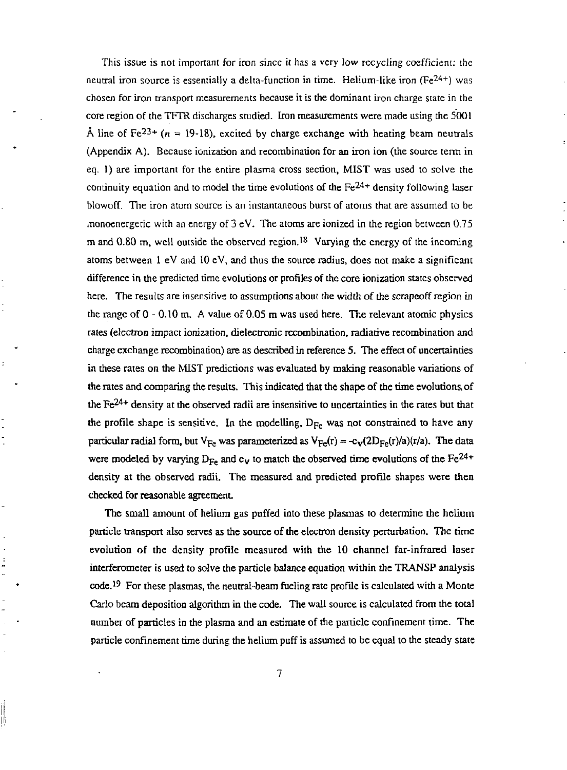This issue is not important for iron since it has a very low recycling coefficient: the neutral iron source is essentially a delta-function in time. Helium-like iron ($Fe^{24+}$) was chosen for iron transport measurements because it is the dominant iron charge state in the core region of the TFTR discharges studied. Iron measurements were made using the 5001 Å line of $Fe^{23+}$ ($n$ = 19-18), excited by charge exchange with heating beam neutrals (Appendix A). Because ionization and recombination for an iron ion (the source term in eq. 1) are important for the entire plasma cross section, MIST was used to solve the continuity equation and to model the time evolutions of the $Fe^{24+}$ density following laser blowoff. The iron atom source is an instantaneous burst of atoms that are assumed to be monoenergetic with an energy of 3 eV. The atoms are ionized in the region between 0.75 m and 0.80 m, well outside the observed region.[18] Varying the energy of the incoming atoms between 1 eV and 10 eV, and thus the source radius, does not make a significant difference in the predicted time evolutions or profiles of the core ionization states observed here. The results are insensitive to assumptions about the width of the scrapeoff region in the range of 0 - 0.10 m. A value of 0.05 m was used here. The relevant atomic physics rates (electron impact ionization, dielectronic recombination, radiative recombination and charge exchange recombination) are as described in reference 5. The effect of uncertainties in these rates on the MIST predictions was evaluated by making reasonable variations of the rates and comparing the results. This indicated that the shape of the time evolutions of the $Fe^{24+}$ density at the observed radii are insensitive to uncertainties in the rates but that the profile shape is sensitive. In the modelling, $D_{Fe}$ was not constrained to have any particular radial form, but $V_{Fe}$ was parameterized as $V_{Fe}(r) = -c_v(2D_{Fe}(r)/a)(r/a)$. The data were modeled by varying $D_{Fe}$ and $c_v$ to match the observed time evolutions of the $Fe^{24+}$ density at the observed radii. The measured and predicted profile shapes were then checked for reasonable agreement.

The small amount of helium gas puffed into these plasmas to determine the helium particle transport also serves as the source of the electron density perturbation. The time evolution of the density profile measured with the 10 channel far-infrared laser interferometer is used to solve the particle balance equation within the TRANSP analysis code.[19] For these plasmas, the neutral-beam fueling rate profile is calculated with a Monte Carlo beam deposition algorithm in the code. The wall source is calculated from the total number of particles in the plasma and an estimate of the particle confinement time. The particle confinement time during the helium puff is assumed to be equal to the steady state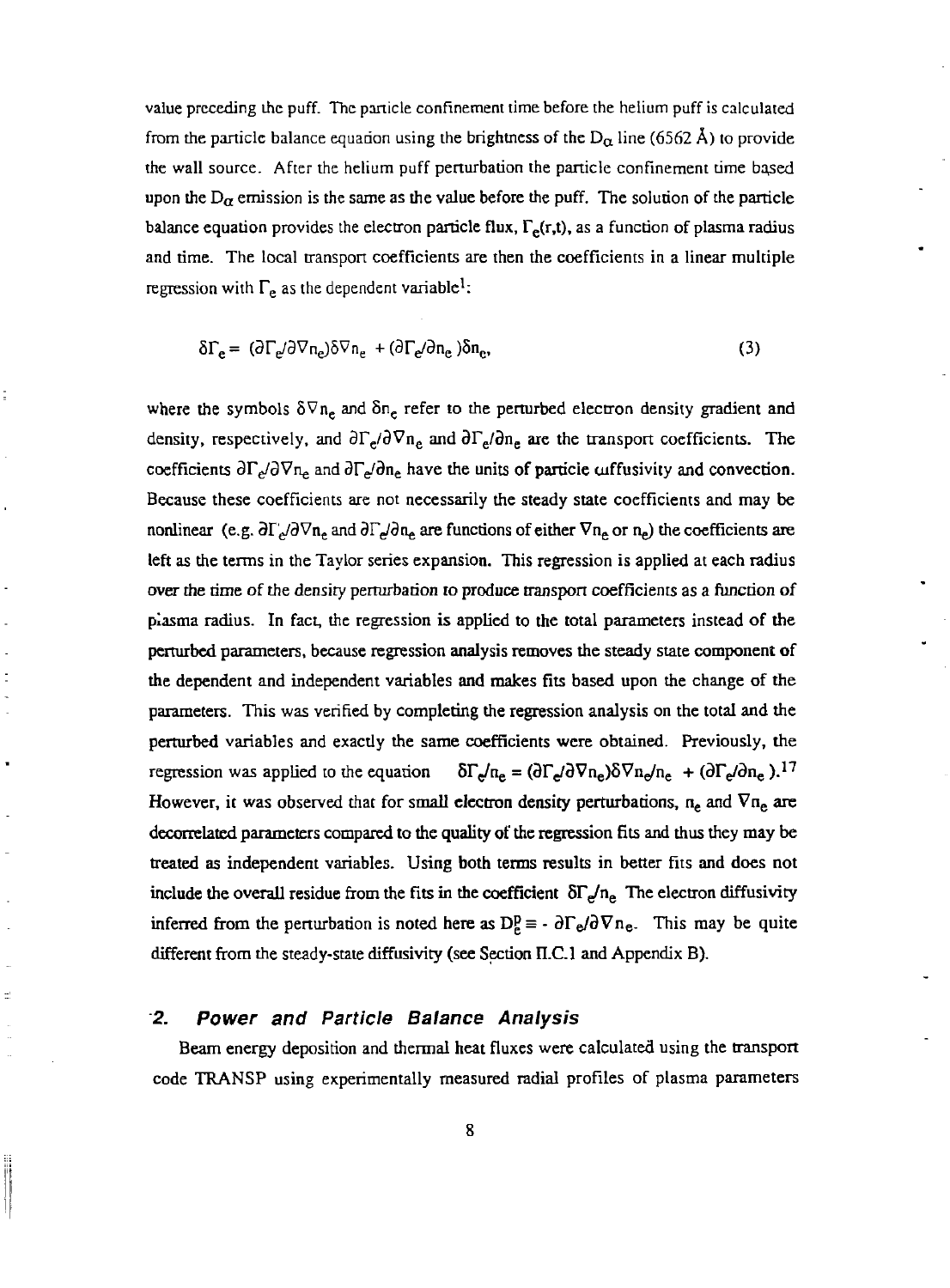value preceding the puff. The particle confinement time before the helium puff is calculated from the particle balance equation using the brightness of the $D_\alpha$ line (6562 Å) to provide the wall source. After the helium puff perturbation the particle confinement time based upon the $D_\alpha$ emission is the same as the value before the puff. The solution of the particle balance equation provides the electron particle flux, $\Gamma_e(r,t)$, as a function of plasma radius and time. The local transport coefficients are then the coefficients in a linear multiple regression with $\Gamma_e$ as the dependent variable[1]:

$$\delta\Gamma_e = (\partial\Gamma_e/\partial\nabla n_e)\delta\nabla n_e + (\partial\Gamma_e/\partial n_e)\delta n_e, \tag{3}$$

where the symbols $\delta\nabla n_e$ and $\delta n_e$ refer to the perturbed electron density gradient and density, respectively, and $\partial\Gamma_e/\partial\nabla n_e$ and $\partial\Gamma_e/\partial n_e$ are the transport coefficients. The coefficients $\partial\Gamma_e/\partial\nabla n_e$ and $\partial\Gamma_e/\partial n_e$ have the units of particle diffusivity and convection. Because these coefficients are not necessarily the steady state coefficients and may be nonlinear (e.g. $\partial\Gamma_e/\partial\nabla n_e$ and $\partial\Gamma_e/\partial n_e$ are functions of either $\nabla n_e$ or $n_e$) the coefficients are left as the terms in the Taylor series expansion. This regression is applied at each radius over the time of the density perturbation to produce transport coefficients as a function of plasma radius. In fact, the regression is applied to the total parameters instead of the perturbed parameters, because regression analysis removes the steady state component of the dependent and independent variables and makes fits based upon the change of the parameters. This was verified by completing the regression analysis on the total and the perturbed variables and exactly the same coefficients were obtained. Previously, the regression was applied to the equation $\delta\Gamma_e/n_e = (\partial\Gamma_e/\partial\nabla n_e)\delta\nabla n_e/n_e + (\partial\Gamma_e/\partial n_e)$.[17] However, it was observed that for small electron density perturbations, $n_e$ and $\nabla n_e$ are decorrelated parameters compared to the quality of the regression fits and thus they may be treated as independent variables. Using both terms results in better fits and does not include the overall residue from the fits in the coefficient $\delta\Gamma_e/n_e$ The electron diffusivity inferred from the perturbation is noted here as $D_e^p \equiv -\partial\Gamma_e/\partial\nabla n_e$. This may be quite different from the steady-state diffusivity (see Section II.C.1 and Appendix B).

### 2. *Power and Particle Balance Analysis*

Beam energy deposition and thermal heat fluxes were calculated using the transport code TRANSP using experimentally measured radial profiles of plasma parameters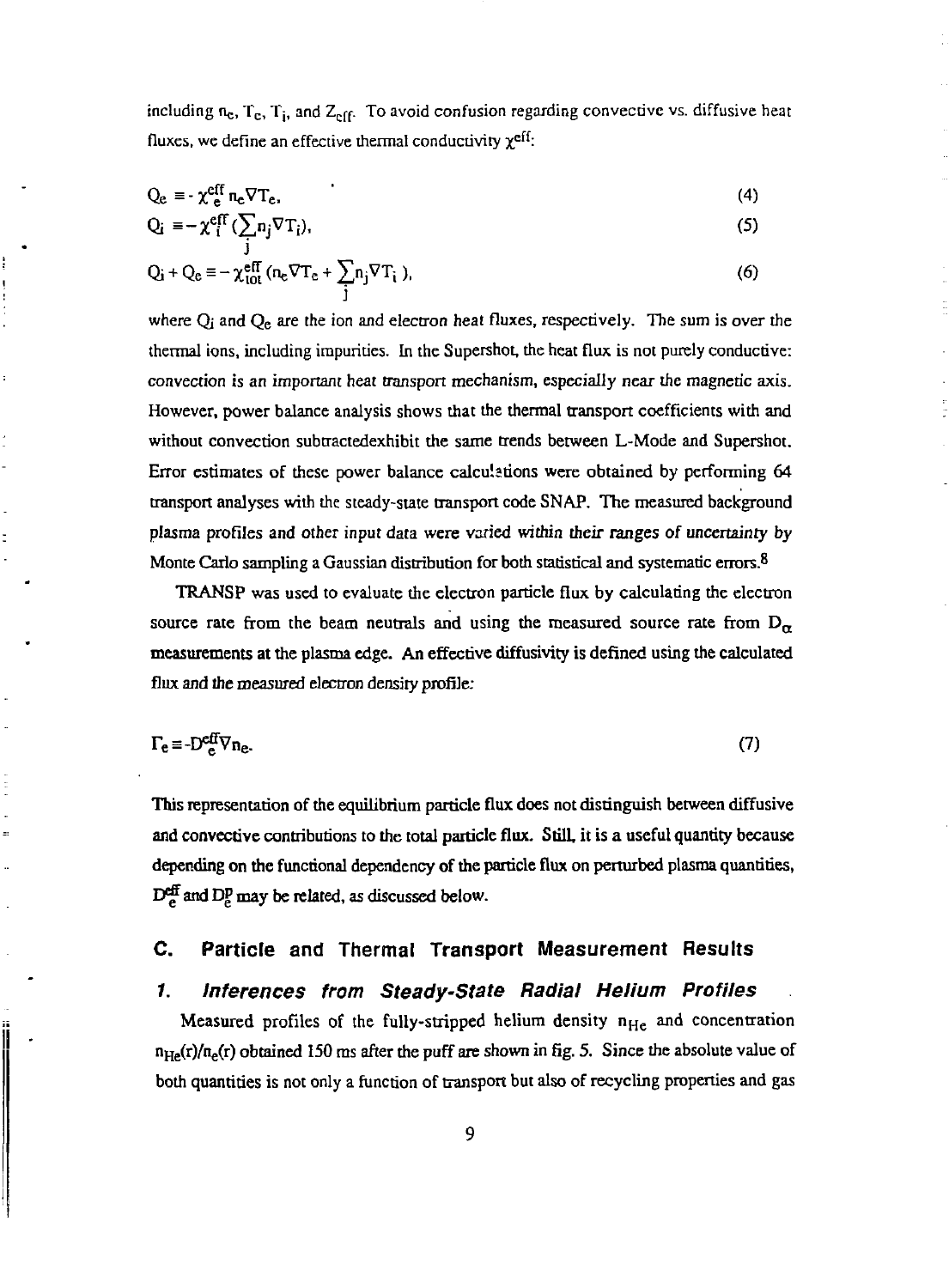including $n_e$, $T_e$, $T_i$, and $Z_{eff}$. To avoid confusion regarding convective vs. diffusive heat fluxes, we define an effective thermal conductivity $\chi^{eff}$:

$$Q_e \equiv -\chi_e^{eff} n_e \nabla T_e, \tag{4}$$

$$Q_i \equiv -\chi_i^{eff} (\sum_j n_j \nabla T_i), \tag{5}$$

$$Q_i + Q_e \equiv -\chi_{tot}^{eff} (n_e \nabla T_e + \sum_j n_j \nabla T_i), \tag{6}$$

where $Q_i$ and $Q_e$ are the ion and electron heat fluxes, respectively. The sum is over the thermal ions, including impurities. In the Supershot, the heat flux is not purely conductive: convection is an important heat transport mechanism, especially near the magnetic axis. However, power balance analysis shows that the thermal transport coefficients with and without convection subtractedexhibit the same trends between L-Mode and Supershot. Error estimates of these power balance calculations were obtained by performing 64 transport analyses with the steady-state transport code SNAP. The measured background plasma profiles and other input data were varied within their ranges of uncertainty by Monte Carlo sampling a Gaussian distribution for both statistical and systematic errors.[8]

TRANSP was used to evaluate the electron particle flux by calculating the electron source rate from the beam neutrals and using the measured source rate from $D_\alpha$ measurements at the plasma edge. An effective diffusivity is defined using the calculated flux and the measured electron density profile:

$$\Gamma_e \equiv -D_e^{eff} \nabla n_e. \tag{7}$$

This representation of the equilibrium particle flux does not distinguish between diffusive and convective contributions to the total particle flux. Still, it is a useful quantity because depending on the functional dependency of the particle flux on perturbed plasma quantities, $D_e^{eff}$ and $D_e^p$ may be related, as discussed below.

## C. Particle and Thermal Transport Measurement Results

### 1. *Inferences from Steady-State Radial Helium Profiles*

Measured profiles of the fully-stripped helium density $n_{He}$ and concentration $n_{He}(r)/n_e(r)$ obtained 150 ms after the puff are shown in fig. 5. Since the absolute value of both quantities is not only a function of transport but also of recycling properties and gas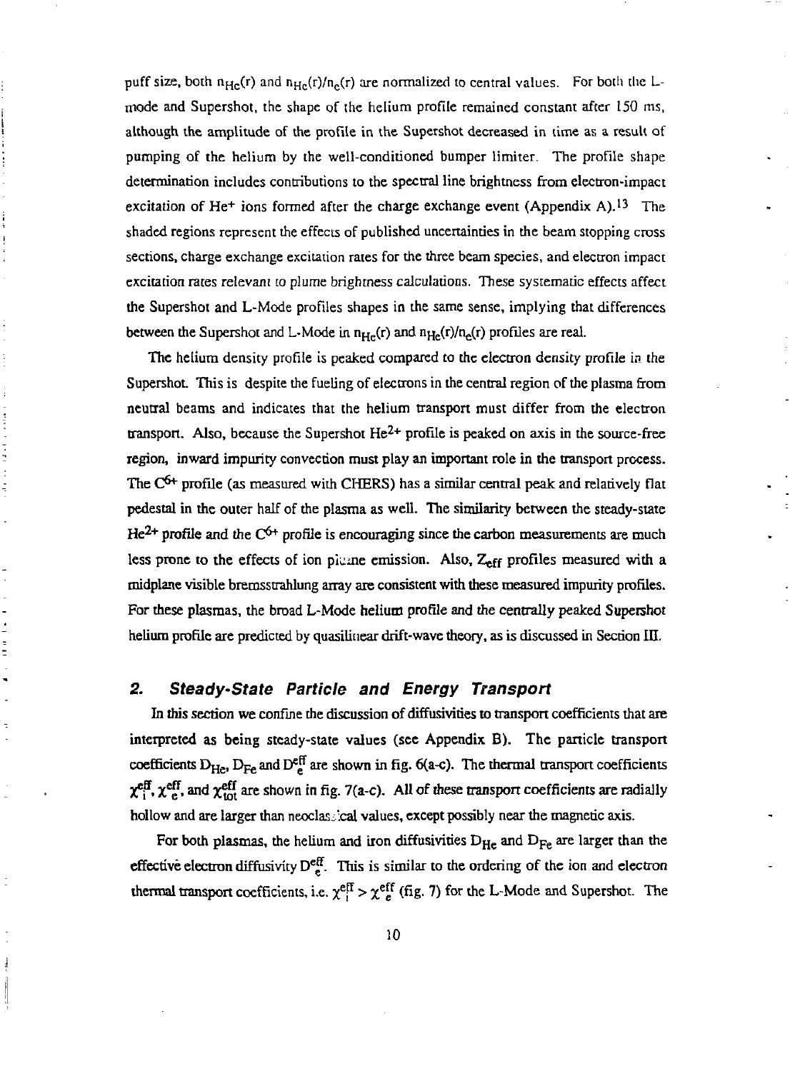puff size, both $n_{He}(r)$ and $n_{He}(r)/n_e(r)$ are normalized to central values. For both the L-mode and Supershot, the shape of the helium profile remained constant after 150 ms, although the amplitude of the profile in the Supershot decreased in time as a result of pumping of the helium by the well-conditioned bumper limiter. The profile shape determination includes contributions to the spectral line brightness from electron-impact excitation of $He^{+}$ ions formed after the charge exchange event (Appendix A).[13] The shaded regions represent the effects of published uncertainties in the beam stopping cross sections, charge exchange excitation rates for the three beam species, and electron impact excitation rates relevant to plume brightness calculations. These systematic effects affect the Supershot and L-Mode profiles shapes in the same sense, implying that differences between the Supershot and L-Mode in $n_{He}(r)$ and $n_{He}(r)/n_e(r)$ profiles are real.

The helium density profile is peaked compared to the electron density profile in the Supershot. This is despite the fueling of electrons in the central region of the plasma from neutral beams and indicates that the helium transport must differ from the electron transport. Also, because the Supershot $He^{2+}$ profile is peaked on axis in the source-free region, inward impurity convection must play an important role in the transport process. The $C^{6+}$ profile (as measured with CHERS) has a similar central peak and relatively flat pedestal in the outer half of the plasma as well. The similarity between the steady-state $He^{2+}$ profile and the $C^{6+}$ profile is encouraging since the carbon measurements are much less prone to the effects of ion plume emission. Also, $Z_{eff}$ profiles measured with a midplane visible bremsstrahlung array are consistent with these measured impurity profiles. For these plasmas, the broad L-Mode helium profile and the centrally peaked Supershot helium profile are predicted by quasilinear drift-wave theory, as is discussed in Section III.

## 2. *Steady-State Particle and Energy Transport*

In this section we confine the discussion of diffusivities to transport coefficients that are interpreted as being steady-state values (see Appendix B). The particle transport coefficients $D_{He}$, $D_{Fe}$ and $D_e^{eff}$ are shown in fig. 6(a-c). The thermal transport coefficients $\chi_i^{eff}$, $\chi_e^{eff}$, and $\chi_{tot}^{eff}$ are shown in fig. 7(a-c). All of these transport coefficients are radially hollow and are larger than neoclassical values, except possibly near the magnetic axis.

For both plasmas, the helium and iron diffusivities $D_{He}$ and $D_{Fe}$ are larger than the effective electron diffusivity $D_e^{eff}$. This is similar to the ordering of the ion and electron thermal transport coefficients, i.e. $\chi_i^{eff} > \chi_e^{eff}$ (fig. 7) for the L-Mode and Supershot. The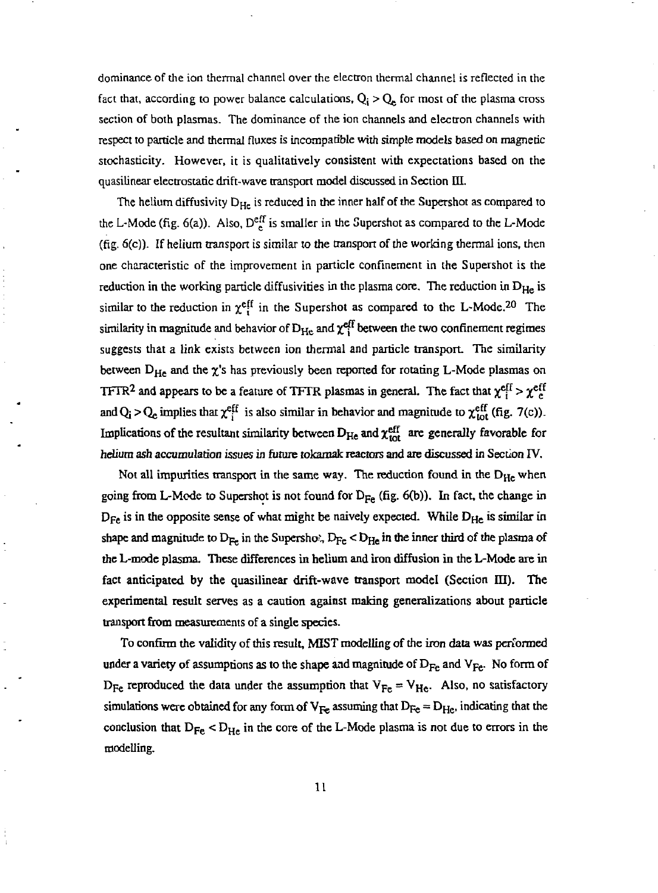dominance of the ion thermal channel over the electron thermal channel is reflected in the fact that, according to power balance calculations, $Q_i > Q_e$ for most of the plasma cross section of both plasmas. The dominance of the ion channels and electron channels with respect to particle and thermal fluxes is incompatible with simple models based on magnetic stochasticity. However, it is qualitatively consistent with expectations based on the quasilinear electrostatic drift-wave transport model discussed in Section III.

The helium diffusivity $D_{He}$ is reduced in the inner half of the Supershot as compared to the L-Mode (fig. 6(a)). Also, $D_e^{eff}$ is smaller in the Supershot as compared to the L-Mode (fig. 6(c)). If helium transport is similar to the transport of the working thermal ions, then one characteristic of the improvement in particle confinement in the Supershot is the reduction in the working particle diffusivities in the plasma core. The reduction in $D_{He}$ is similar to the reduction in $\chi_i^{eff}$ in the Supershot as compared to the L-Mode.[20] The similarity in magnitude and behavior of $D_{He}$ and $\chi_i^{eff}$ between the two confinement regimes suggests that a link exists between ion thermal and particle transport. The similarity between $D_{He}$ and the $\chi$'s has previously been reported for rotating L-Mode plasmas on TFTR[2] and appears to be a feature of TFTR plasmas in general. The fact that $\chi_i^{eff} > \chi_e^{eff}$ and $Q_i > Q_e$ implies that $\chi_i^{eff}$ is also similar in behavior and magnitude to $\chi_{tot}^{eff}$ (fig. 7(c)). Implications of the resultant similarity between $D_{He}$ and $\chi_{tot}^{eff}$ are generally favorable for helium ash accumulation issues in future tokamak reactors and are discussed in Section IV.

Not all impurities transport in the same way. The reduction found in the $D_{He}$ when going from L-Mode to Supershot is not found for $D_{Fe}$ (fig. 6(b)). In fact, the change in $D_{Fe}$ is in the opposite sense of what might be naively expected. While $D_{He}$ is similar in shape and magnitude to $D_{Fe}$ in the Supershot, $D_{Fe} < D_{He}$ in the inner third of the plasma of the L-mode plasma. These differences in helium and iron diffusion in the L-Mode are in fact anticipated by the quasilinear drift-wave transport model (Section III). The experimental result serves as a caution against making generalizations about particle transport from measurements of a single species.

To confirm the validity of this result, MIST modelling of the iron data was performed under a variety of assumptions as to the shape and magnitude of $D_{Fe}$ and $V_{Fe}$. No form of $D_{Fe}$ reproduced the data under the assumption that $V_{Fe} = V_{He}$. Also, no satisfactory simulations were obtained for any form of $V_{Fe}$ assuming that $D_{Fe} = D_{He}$, indicating that the conclusion that $D_{Fe} < D_{He}$ in the core of the L-Mode plasma is not due to errors in the modelling.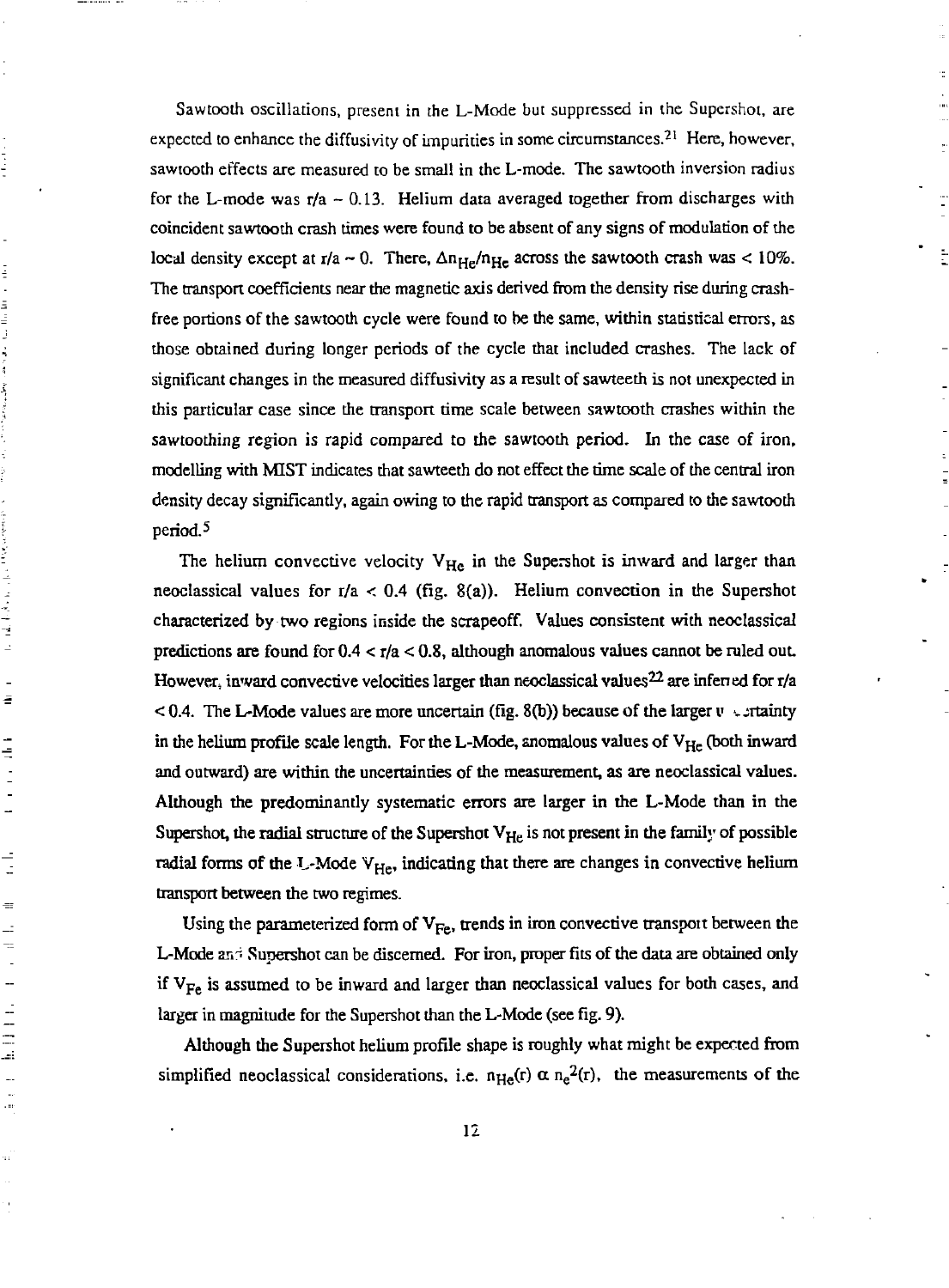Sawtooth oscillations, present in the L-Mode but suppressed in the Supershot, are expected to enhance the diffusivity of impurities in some circumstances.[21] Here, however, sawtooth effects are measured to be small in the L-mode. The sawtooth inversion radius for the L-mode was $r/a \sim 0.13$. Helium data averaged together from discharges with coincident sawtooth crash times were found to be absent of any signs of modulation of the local density except at $r/a \sim 0$. There, $\Delta n_{He}/n_{He}$ across the sawtooth crash was $< 10\%$. The transport coefficients near the magnetic axis derived from the density rise during crash-free portions of the sawtooth cycle were found to be the same, within statistical errors, as those obtained during longer periods of the cycle that included crashes. The lack of significant changes in the measured diffusivity as a result of sawteeth is not unexpected in this particular case since the transport time scale between sawtooth crashes within the sawtoothing region is rapid compared to the sawtooth period. In the case of iron, modelling with MIST indicates that sawteeth do not effect the time scale of the central iron density decay significantly, again owing to the rapid transport as compared to the sawtooth period.[5]

The helium convective velocity $V_{He}$ in the Supershot is inward and larger than neoclassical values for $r/a < 0.4$ (fig. 8(a)). Helium convection in the Supershot characterized by two regions inside the scrapeoff. Values consistent with neoclassical predictions are found for $0.4 < r/a < 0.8$, although anomalous values cannot be ruled out. However, inward convective velocities larger than neoclassical values[22] are inferred for $r/a < 0.4$. The L-Mode values are more uncertain (fig. 8(b)) because of the larger uncertainty in the helium profile scale length. For the L-Mode, anomalous values of $V_{He}$ (both inward and outward) are within the uncertainties of the measurement, as are neoclassical values. Although the predominantly systematic errors are larger in the L-Mode than in the Supershot, the radial structure of the Supershot $V_{He}$ is not present in the family of possible radial forms of the L-Mode $V_{He}$, indicating that there are changes in convective helium transport between the two regimes.

Using the parameterized form of $V_{Fe}$, trends in iron convective transport between the L-Mode and Supershot can be discerned. For iron, proper fits of the data are obtained only if $V_{Fe}$ is assumed to be inward and larger than neoclassical values for both cases, and larger in magnitude for the Supershot than the L-Mode (see fig. 9).

Although the Supershot helium profile shape is roughly what might be expected from simplified neoclassical considerations, i.e. $n_{He}(r) \propto n_e^2(r)$, the measurements of the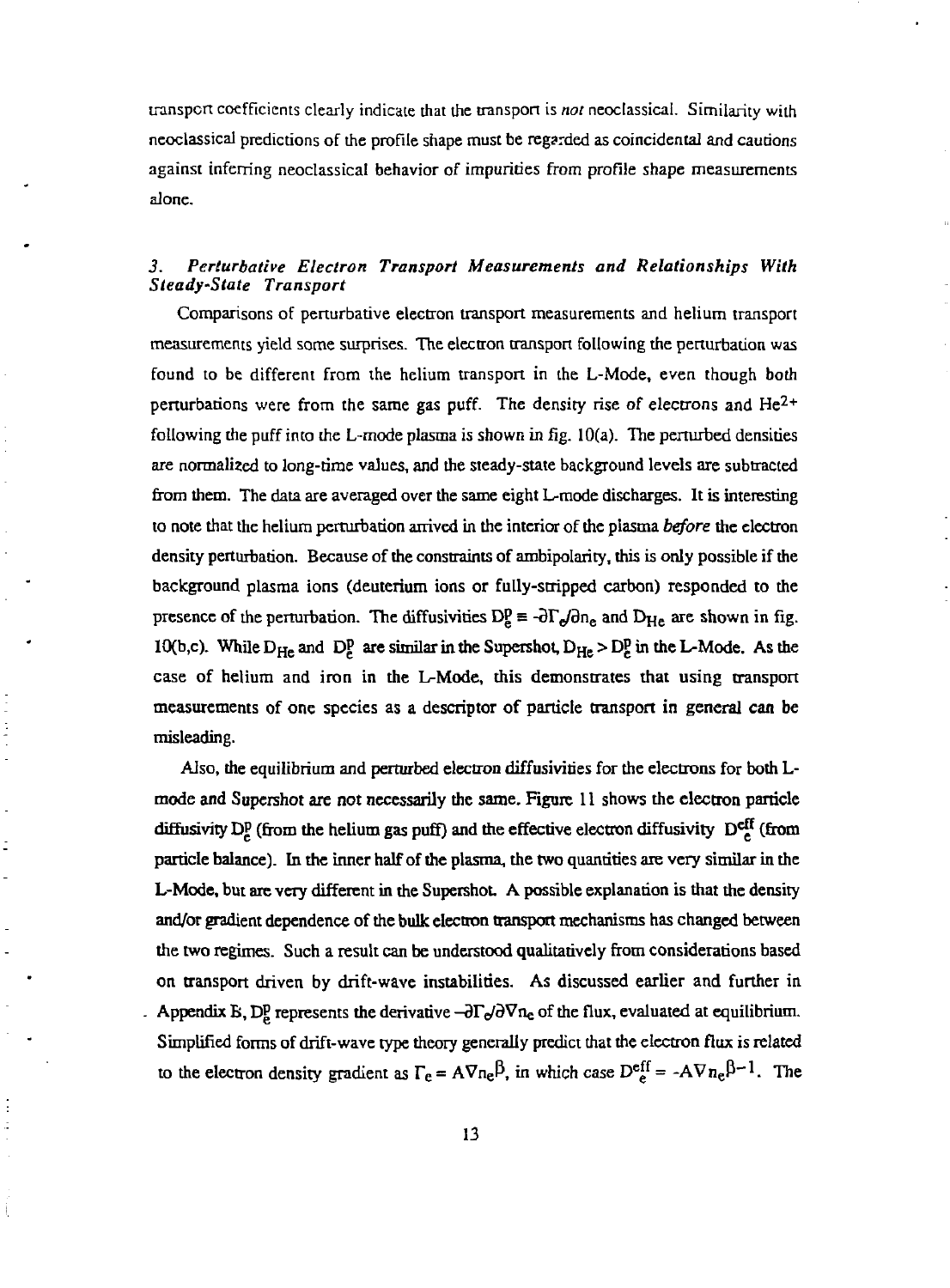transport coefficients clearly indicate that the transport is *not* neoclassical. Similarity with neoclassical predictions of the profile shape must be regarded as coincidental and cautions against inferring neoclassical behavior of impurities from profile shape measurements alone.

### 3. *Perturbative Electron Transport Measurements and Relationships With Steady-State Transport*

Comparisons of perturbative electron transport measurements and helium transport measurements yield some surprises. The electron transport following the perturbation was found to be different from the helium transport in the L-Mode, even though both perturbations were from the same gas puff. The density rise of electrons and $He^{2+}$ following the puff into the L-mode plasma is shown in fig. 10(a). The perturbed densities are normalized to long-time values, and the steady-state background levels are subtracted from them. The data are averaged over the same eight L-mode discharges. It is interesting to note that the helium perturbation arrived in the interior of the plasma *before* the electron density perturbation. Because of the constraints of ambipolarity, this is only possible if the background plasma ions (deuterium ions or fully-stripped carbon) responded to the presence of the perturbation. The diffusivities $D_e^p \equiv -\partial\Gamma_e/\partial n_e$ and $D_{He}$ are shown in fig. 10(b,c). While $D_{He}$ and $D_e^p$ are similar in the Supershot, $D_{He} > D_e^p$ in the L-Mode. As the case of helium and iron in the L-Mode, this demonstrates that using transport measurements of one species as a descriptor of particle transport in general can be misleading.

Also, the equilibrium and perturbed electron diffusivities for the electrons for both L-mode and Supershot are not necessarily the same. Figure 11 shows the electron particle diffusivity $D_e^p$ (from the helium gas puff) and the effective electron diffusivity $D_e^{eff}$ (from particle balance). In the inner half of the plasma, the two quantities are very similar in the L-Mode, but are very different in the Supershot. A possible explanation is that the density and/or gradient dependence of the bulk electron transport mechanisms has changed between the two regimes. Such a result can be understood qualitatively from considerations based on transport driven by drift-wave instabilities. As discussed earlier and further in Appendix B, $D_e^p$ represents the derivative $-\partial\Gamma_e/\partial\nabla n_e$ of the flux, evaluated at equilibrium. Simplified forms of drift-wave type theory generally predict that the electron flux is related to the electron density gradient as $\Gamma_e = A\nabla n_e{}^{\beta}$, in which case $D_e^{eff} = -A\nabla n_e{}^{\beta-1}$. The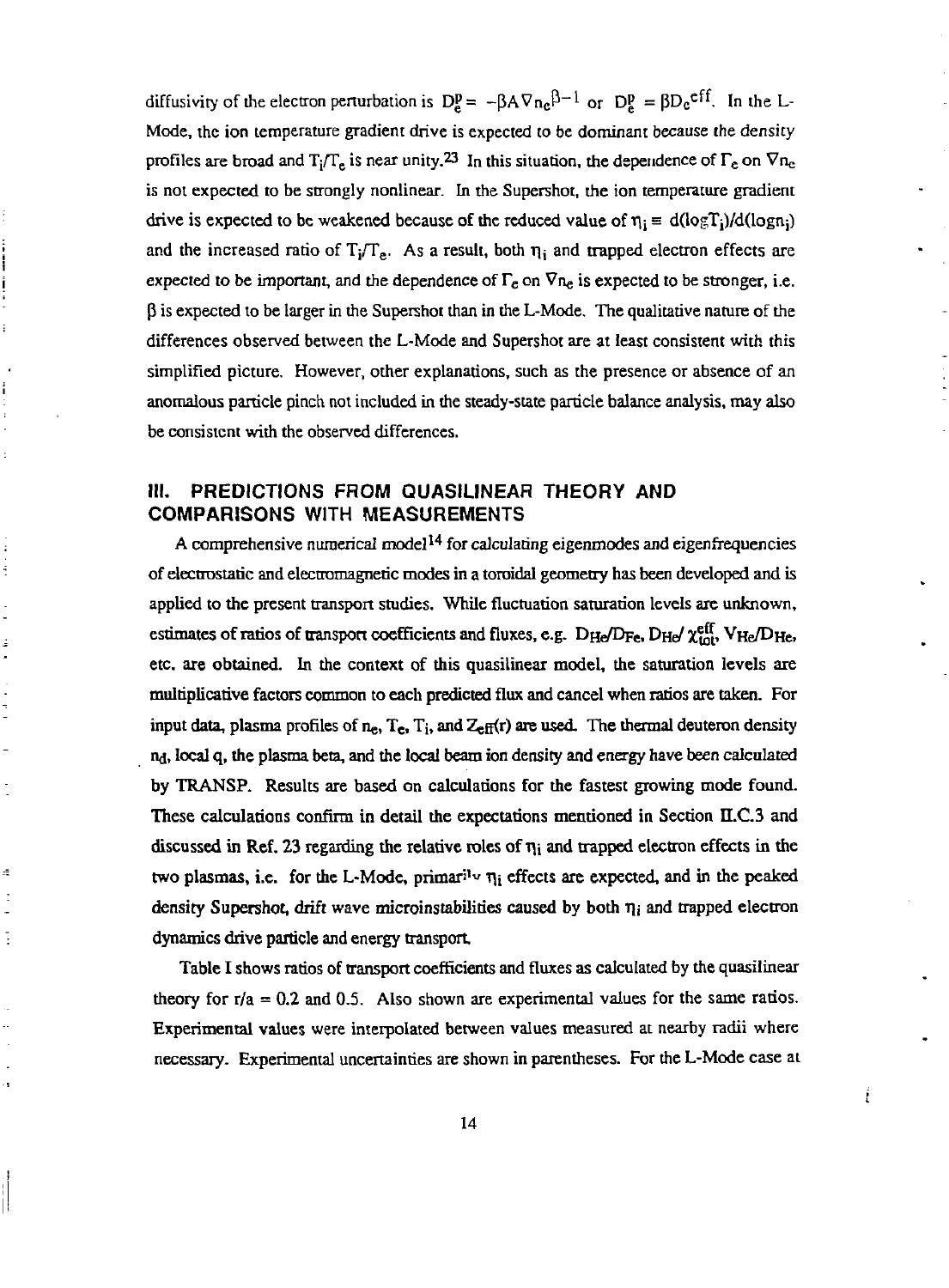diffusivity of the electron perturbation is $D_e^p = -\beta A \nabla n_e^{\beta-1}$ or $D_e^p = \beta D_e^{eff}$. In the L-Mode, the ion temperature gradient drive is expected to be dominant because the density profiles are broad and $T_i/T_e$ is near unity.[23] In this situation, the dependence of $\Gamma_e$ on $\nabla n_e$ is not expected to be strongly nonlinear. In the Supershot, the ion temperature gradient drive is expected to be weakened because of the reduced value of $\eta_i \equiv d(\log T_i)/d(\log n_i)$ and the increased ratio of $T_i/T_e$. As a result, both $\eta_i$ and trapped electron effects are expected to be important, and the dependence of $\Gamma_e$ on $\nabla n_e$ is expected to be stronger, i.e. $\beta$ is expected to be larger in the Supershot than in the L-Mode. The qualitative nature of the differences observed between the L-Mode and Supershot are at least consistent with this simplified picture. However, other explanations, such as the presence or absence of an anomalous particle pinch not included in the steady-state particle balance analysis, may also be consistent with the observed differences.

## III. PREDICTIONS FROM QUASILINEAR THEORY AND COMPARISONS WITH MEASUREMENTS

A comprehensive numerical model[14] for calculating eigenmodes and eigenfrequencies of electrostatic and electromagnetic modes in a toroidal geometry has been developed and is applied to the present transport studies. While fluctuation saturation levels are unknown, estimates of ratios of transport coefficients and fluxes, e.g. $D_{He}/D_{Fe}$, $D_{He}/\chi_{tot}^{eff}$, $V_{He}/D_{He}$, etc. are obtained. In the context of this quasilinear model, the saturation levels are multiplicative factors common to each predicted flux and cancel when ratios are taken. For input data, plasma profiles of $n_e$, $T_e$, $T_i$, and $Z_{eff}(r)$ are used. The thermal deuteron density $n_d$, local q, the plasma beta, and the local beam ion density and energy have been calculated by TRANSP. Results are based on calculations for the fastest growing mode found. These calculations confirm in detail the expectations mentioned in Section II.C.3 and discussed in Ref. 23 regarding the relative roles of $\eta_i$ and trapped electron effects in the two plasmas, i.e. for the L-Mode, primarily $\eta_i$ effects are expected, and in the peaked density Supershot, drift wave microinstabilities caused by both $\eta_i$ and trapped electron dynamics drive particle and energy transport.

Table I shows ratios of transport coefficients and fluxes as calculated by the quasilinear theory for r/a = 0.2 and 0.5. Also shown are experimental values for the same ratios. Experimental values were interpolated between values measured at nearby radii where necessary. Experimental uncertainties are shown in parentheses. For the L-Mode case at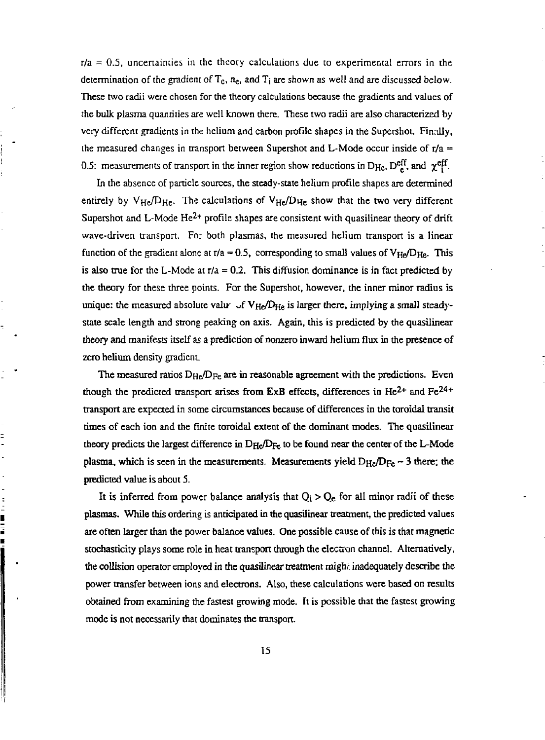$r/a = 0.5$, uncertainties in the theory calculations due to experimental errors in the determination of the gradient of $T_e$, $n_e$, and $T_i$ are shown as well and are discussed below. These two radii were chosen for the theory calculations because the gradients and values of the bulk plasma quantities are well known there. These two radii are also characterized by very different gradients in the helium and carbon profile shapes in the Supershot. Finally, the measured changes in transport between Supershot and L-Mode occur inside of $r/a = 0.5$: measurements of transport in the inner region show reductions in $D_{He}$, $D_e^{eff}$, and $\chi_i^{eff}$.

In the absence of particle sources, the steady-state helium profile shapes are determined entirely by $V_{He}/D_{He}$. The calculations of $V_{He}/D_{He}$ show that the two very different Supershot and L-Mode $He^{2+}$ profile shapes are consistent with quasilinear theory of drift wave-driven transport. For both plasmas, the measured helium transport is a linear function of the gradient alone at $r/a = 0.5$, corresponding to small values of $V_{He}/D_{He}$. This is also true for the L-Mode at $r/a = 0.2$. This diffusion dominance is in fact predicted by the theory for these three points. For the Supershot, however, the inner minor radius is unique: the measured absolute value of $V_{He}/D_{He}$ is larger there, implying a small steady-state scale length and strong peaking on axis. Again, this is predicted by the quasilinear theory and manifests itself as a prediction of nonzero inward helium flux in the presence of zero helium density gradient.

The measured ratios $D_{He}/D_{Fe}$ are in reasonable agreement with the predictions. Even though the predicted transport arises from **E**x**B** effects, differences in $He^{2+}$ and $Fe^{24+}$ transport are expected in some circumstances because of differences in the toroidal transit times of each ion and the finite toroidal extent of the dominant modes. The quasilinear theory predicts the largest difference in $D_{He}/D_{Fe}$ to be found near the center of the L-Mode plasma, which is seen in the measurements. Measurements yield $D_{He}/D_{Fe} \sim 3$ there; the predicted value is about 5.

It is inferred from power balance analysis that $Q_i > Q_e$ for all minor radii of these plasmas. While this ordering is anticipated in the quasilinear treatment, the predicted values are often larger than the power balance values. One possible cause of this is that magnetic stochasticity plays some role in heat transport through the electron channel. Alternatively, the collision operator employed in the quasilinear treatment might inadequately describe the power transfer between ions and electrons. Also, these calculations were based on results obtained from examining the fastest growing mode. It is possible that the fastest growing mode is not necessarily that dominates the transport.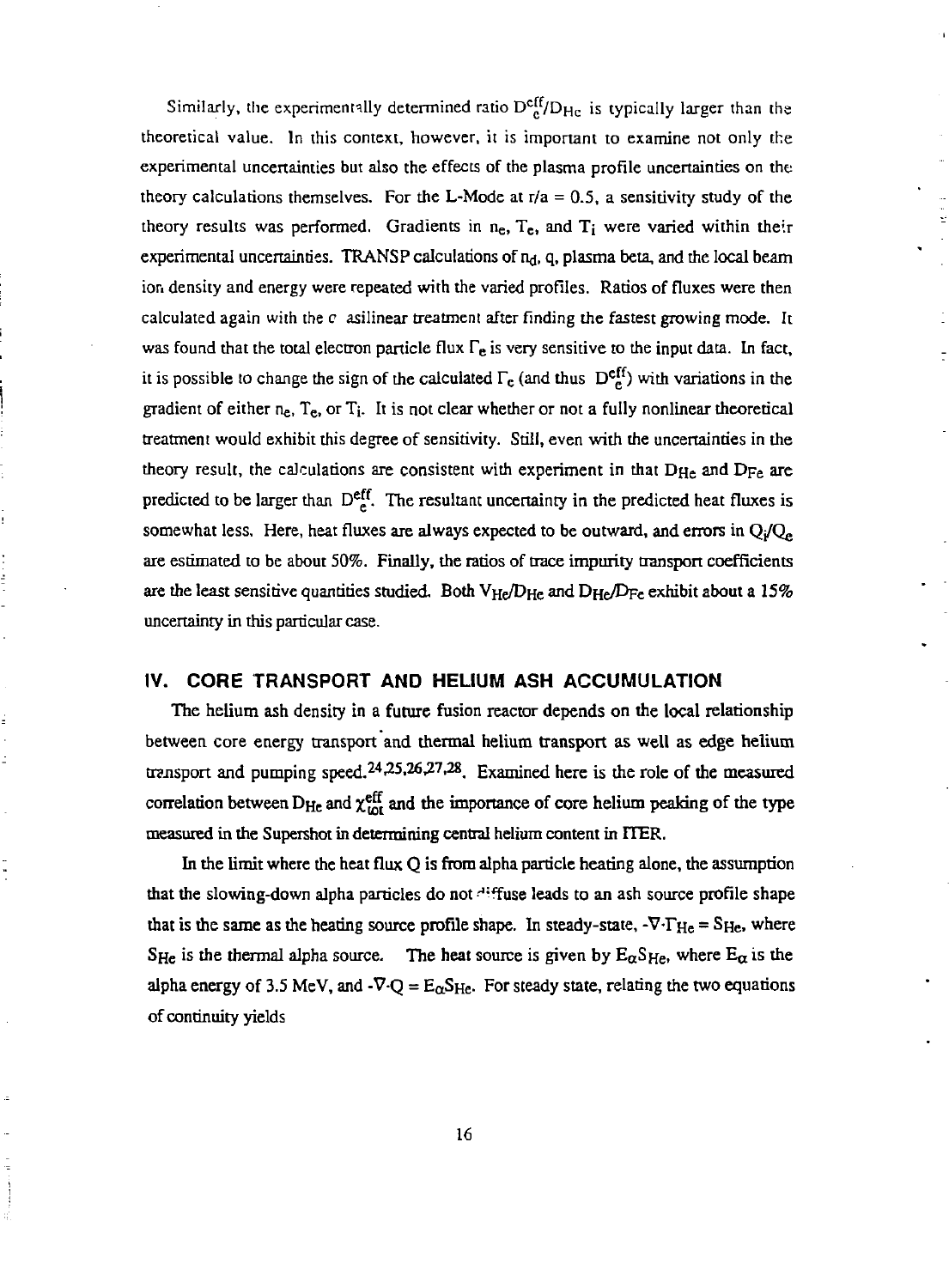Similarly, the experimentally determined ratio $D_e^{eff}/D_{He}$ is typically larger than the theoretical value. In this context, however, it is important to examine not only the experimental uncertainties but also the effects of the plasma profile uncertainties on the theory calculations themselves. For the L-Mode at $r/a = 0.5$, a sensitivity study of the theory results was performed. Gradients in $n_e$, $T_e$, and $T_i$ were varied within their experimental uncertainties. TRANSP calculations of $n_d$, q, plasma beta, and the local beam ion density and energy were repeated with the varied profiles. Ratios of fluxes were then calculated again with the quasilinear treatment after finding the fastest growing mode. It was found that the total electron particle flux $\Gamma_e$ is very sensitive to the input data. In fact, it is possible to change the sign of the calculated $\Gamma_e$ (and thus $D_e^{eff}$) with variations in the gradient of either $n_e$, $T_e$, or $T_i$. It is not clear whether or not a fully nonlinear theoretical treatment would exhibit this degree of sensitivity. Still, even with the uncertainties in the theory result, the calculations are consistent with experiment in that $D_{He}$ and $D_{Fe}$ are predicted to be larger than $D_e^{eff}$. The resultant uncertainty in the predicted heat fluxes is somewhat less. Here, heat fluxes are always expected to be outward, and errors in $Q_i/Q_e$ are estimated to be about 50%. Finally, the ratios of trace impurity transport coefficients are the least sensitive quantities studied. Both $V_{He}/D_{He}$ and $D_{He}/D_{Fe}$ exhibit about a 15% uncertainty in this particular case.

## IV. CORE TRANSPORT AND HELIUM ASH ACCUMULATION

The helium ash density in a future fusion reactor depends on the local relationship between core energy transport and thermal helium transport as well as edge helium transport and pumping speed.[24,25,26,27,28] Examined here is the role of the measured correlation between $D_{He}$ and $\chi_{tot}^{eff}$ and the importance of core helium peaking of the type measured in the Supershot in determining central helium content in ITER.

In the limit where the heat flux Q is from alpha particle heating alone, the assumption that the slowing-down alpha particles do not diffuse leads to an ash source profile shape that is the same as the heating source profile shape. In steady-state, $-\nabla \cdot \Gamma_{He} = S_{He}$, where $S_{He}$ is the thermal alpha source. The heat source is given by $E_\alpha S_{He}$, where $E_\alpha$ is the alpha energy of 3.5 MeV, and $-\nabla \cdot Q = E_\alpha S_{He}$. For steady state, relating the two equations of continuity yields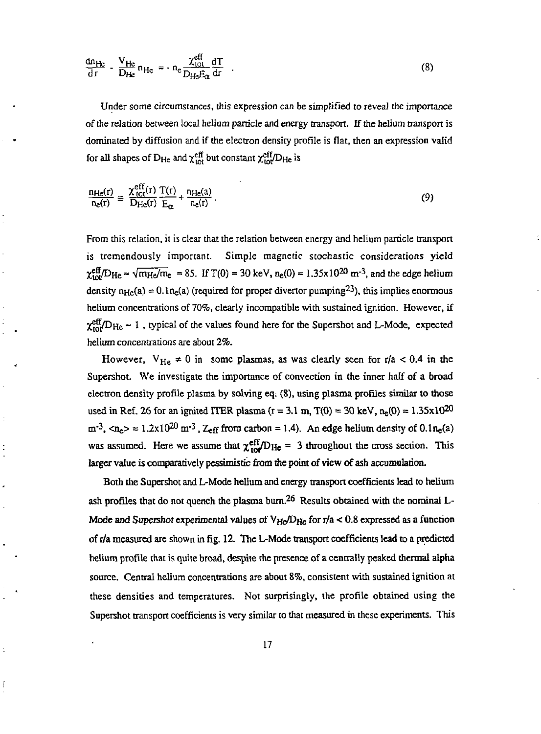$$\frac{dn_{He}}{dr} - \frac{V_{He}}{D_{He}} n_{He} = - n_e \frac{\chi_{tot}^{eff}}{D_{He} E_\alpha} \frac{dT}{dr} \quad . \tag{8}$$

Under some circumstances, this expression can be simplified to reveal the importance of the relation between local helium particle and energy transport. If the helium transport is dominated by diffusion and if the electron density profile is flat, then an expression valid for all shapes of $D_{He}$ and $\chi_{tot}^{eff}$ but constant $\chi_{tot}^{eff}/D_{He}$ is

$$\frac{n_{He}(r)}{n_e(r)} \cong \frac{\chi_{tot}^{eff}(r)}{D_{He}(r)} \frac{T(r)}{E_\alpha} + \frac{n_{He}(a)}{n_e(r)} \, . \tag{9}$$

From this relation, it is clear that the relation between energy and helium particle transport is tremendously important. Simple magnetic stochastic considerations yield $\chi_{tot}^{eff}/D_{He} \approx \sqrt{m_{He}/m_e} = 85$. If $T(0) = 30$ keV, $n_e(0) = 1.35\times10^{20}$ m$^{-3}$, and the edge helium density $n_{He}(a) = 0.1 n_e(a)$ (required for proper divertor pumping[23]), this implies enormous helium concentrations of 70%, clearly incompatible with sustained ignition. However, if $\chi_{tot}^{eff}/D_{He} \sim 1$, typical of the values found here for the Supershot and L-Mode, expected helium concentrations are about 2%.

However, $V_{He} \neq 0$ in some plasmas, as was clearly seen for $r/a < 0.4$ in the Supershot. We investigate the importance of convection in the inner half of a broad electron density profile plasma by solving eq. (8), using plasma profiles similar to those used in Ref. 26 for an ignited ITER plasma ($r = 3.1$ m, $T(0) = 30$ keV, $n_e(0) = 1.35\times10^{20}$ m$^{-3}$, $\langle n_e \rangle = 1.2\times10^{20}$ m$^{-3}$, $Z_{eff}$ from carbon = 1.4). An edge helium density of $0.1 n_e(a)$ was assumed. Here we assume that $\chi_{tot}^{eff}/D_{He} = 3$ throughout the cross section. This larger value is comparatively pessimistic from the point of view of ash accumulation.

Both the Supershot and L-Mode helium and energy transport coefficients lead to helium ash profiles that do not quench the plasma burn.[26] Results obtained with the nominal L-Mode and Supershot experimental values of $V_{He}/D_{He}$ for $r/a < 0.8$ expressed as a function of $r/a$ measured are shown in fig. 12. The L-Mode transport coefficients lead to a predicted helium profile that is quite broad, despite the presence of a centrally peaked thermal alpha source. Central helium concentrations are about 8%, consistent with sustained ignition at these densities and temperatures. Not surprisingly, the profile obtained using the Supershot transport coefficients is very similar to that measured in these experiments. This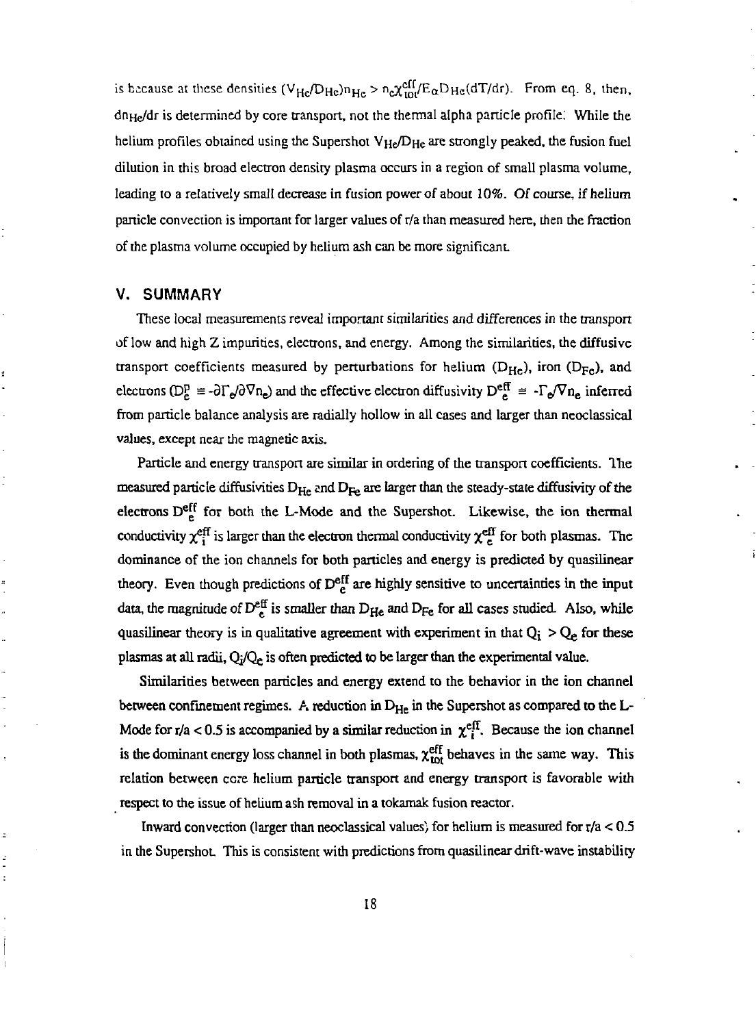is because at these densities $(V_{He}/D_{He})n_{He} > n_e\chi^{eff}_{tot}/E_\alpha D_{He}(dT/dr)$. From eq. 8, then, $dn_{He}/dr$ is determined by core transport, not the thermal alpha particle profile. While the helium profiles obtained using the Supershot $V_{He}/D_{He}$ are strongly peaked, the fusion fuel dilution in this broad electron density plasma occurs in a region of small plasma volume, leading to a relatively small decrease in fusion power of about 10%. Of course, if helium particle convection is important for larger values of r/a than measured here, then the fraction of the plasma volume occupied by helium ash can be more significant.

## V. SUMMARY

These local measurements reveal important similarities and differences in the transport of low and high Z impurities, electrons, and energy. Among the similarities, the diffusive transport coefficients measured by perturbations for helium ($D_{He}$), iron ($D_{Fe}$), and electrons ($D^p_e \equiv -\partial\Gamma_e/\partial\nabla n_e$) and the effective electron diffusivity $D^{eff}_e \equiv -\Gamma_e/\nabla n_e$ inferred from particle balance analysis are radially hollow in all cases and larger than neoclassical values, except near the magnetic axis.

Particle and energy transport are similar in ordering of the transport coefficients. The measured particle diffusivities $D_{He}$ and $D_{Fe}$ are larger than the steady-state diffusivity of the electrons $D^{eff}_e$ for both the L-Mode and the Supershot. Likewise, the ion thermal conductivity $\chi^{eff}_i$ is larger than the electron thermal conductivity $\chi^{eff}_e$ for both plasmas. The dominance of the ion channels for both particles and energy is predicted by quasilinear theory. Even though predictions of $D^{eff}_e$ are highly sensitive to uncertainties in the input data, the magnitude of $D^{eff}_e$ is smaller than $D_{He}$ and $D_{Fe}$ for all cases studied. Also, while quasilinear theory is in qualitative agreement with experiment in that $Q_i > Q_e$ for these plasmas at all radii, $Q_i/Q_e$ is often predicted to be larger than the experimental value.

Similarities between particles and energy extend to the behavior in the ion channel between confinement regimes. A reduction in $D_{He}$ in the Supershot as compared to the L-Mode for r/a < 0.5 is accompanied by a similar reduction in $\chi^{eff}_i$. Because the ion channel is the dominant energy loss channel in both plasmas, $\chi^{eff}_{tot}$ behaves in the same way. This relation between core helium particle transport and energy transport is favorable with respect to the issue of helium ash removal in a tokamak fusion reactor.

Inward convection (larger than neoclassical values) for helium is measured for r/a < 0.5 in the Supershot. This is consistent with predictions from quasilinear drift-wave instability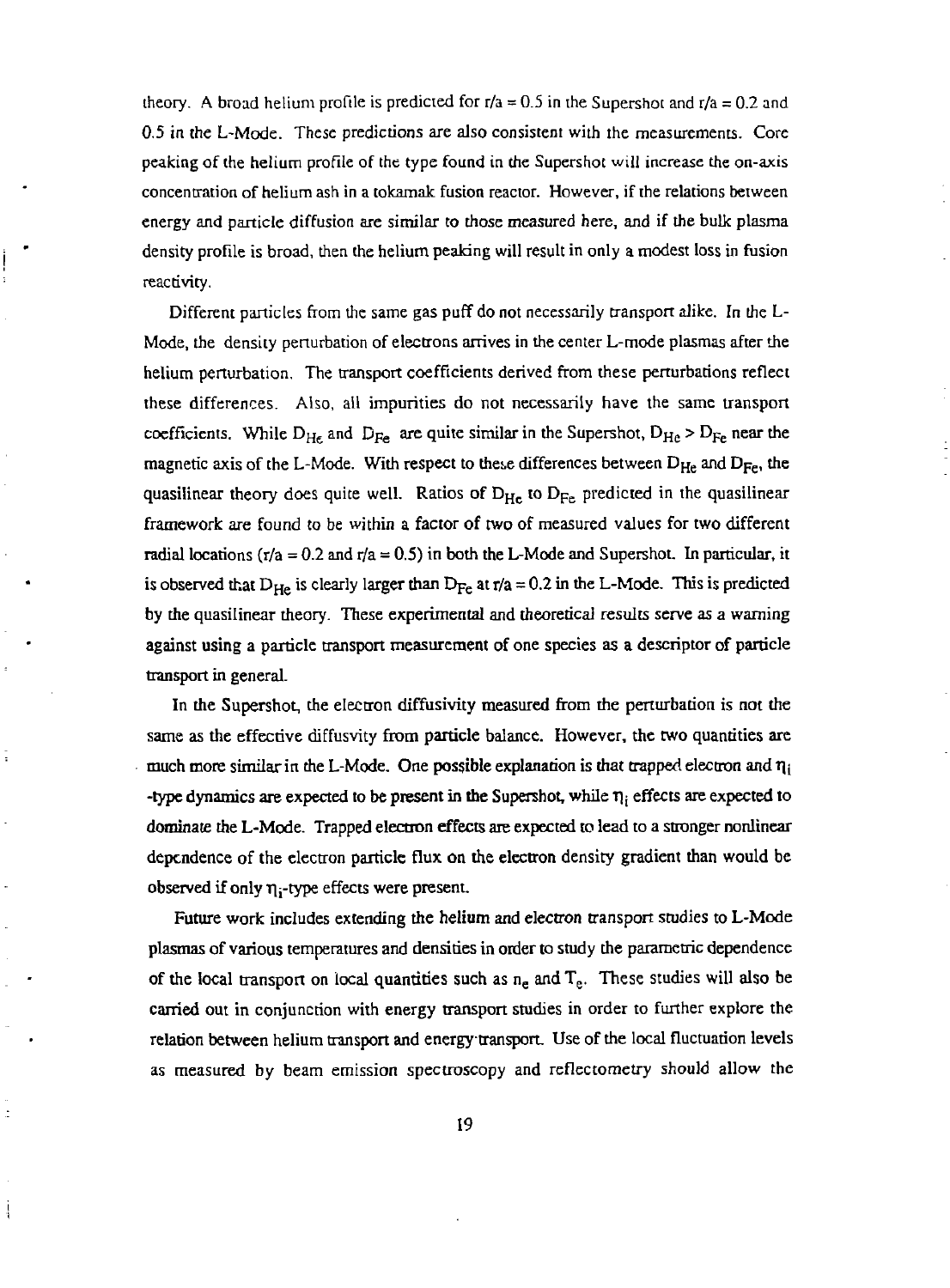theory. A broad helium profile is predicted for $r/a = 0.5$ in the Supershot and $r/a = 0.2$ and 0.5 in the L-Mode. These predictions are also consistent with the measurements. Core peaking of the helium profile of the type found in the Supershot will increase the on-axis concentration of helium ash in a tokamak fusion reactor. However, if the relations between energy and particle diffusion are similar to those measured here, and if the bulk plasma density profile is broad, then the helium peaking will result in only a modest loss in fusion reactivity.

Different particles from the same gas puff do not necessarily transport alike. In the L-Mode, the density perturbation of electrons arrives in the center L-mode plasmas after the helium perturbation. The transport coefficients derived from these perturbations reflect these differences. Also, all impurities do not necessarily have the same transport coefficients. While $D_{He}$ and $D_{Fe}$ are quite similar in the Supershot, $D_{He} > D_{Fe}$ near the magnetic axis of the L-Mode. With respect to these differences between $D_{He}$ and $D_{Fe}$, the quasilinear theory does quite well. Ratios of $D_{He}$ to $D_{Fe}$ predicted in the quasilinear framework are found to be within a factor of two of measured values for two different radial locations ($r/a = 0.2$ and $r/a = 0.5$) in both the L-Mode and Supershot. In particular, it is observed that $D_{He}$ is clearly larger than $D_{Fe}$ at $r/a = 0.2$ in the L-Mode. This is predicted by the quasilinear theory. These experimental and theoretical results serve as a warning against using a particle transport measurement of one species as a descriptor of particle transport in general.

In the Supershot, the electron diffusivity measured from the perturbation is not the same as the effective diffusvity from particle balance. However, the two quantities are much more similar in the L-Mode. One possible explanation is that trapped electron and $\eta_i$ -type dynamics are expected to be present in the Supershot, while $\eta_i$ effects are expected to dominate the L-Mode. Trapped electron effects are expected to lead to a stronger nonlinear dependence of the electron particle flux on the electron density gradient than would be observed if only $\eta_i$-type effects were present.

Future work includes extending the helium and electron transport studies to L-Mode plasmas of various temperatures and densities in order to study the parametric dependence of the local transport on local quantities such as $n_e$ and $T_e$. These studies will also be carried out in conjunction with energy transport studies in order to further explore the relation between helium transport and energy transport. Use of the local fluctuation levels as measured by beam emission spectroscopy and reflectometry should allow the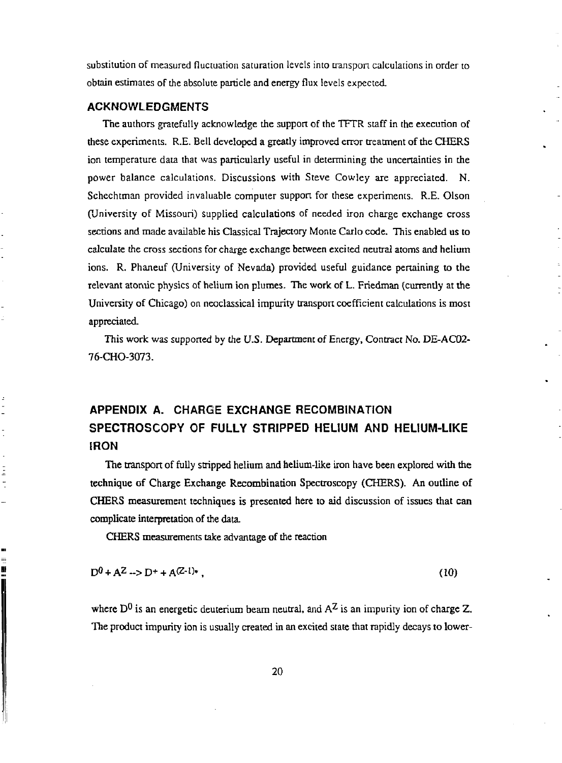substitution of measured fluctuation saturation levels into transport calculations in order to obtain estimates of the absolute particle and energy flux levels expected.

## ACKNOWLEDGMENTS

The authors gratefully acknowledge the support of the TFTR staff in the execution of these experiments. R.E. Bell developed a greatly improved error treatment of the CHERS ion temperature data that was particularly useful in determining the uncertainties in the power balance calculations. Discussions with Steve Cowley are appreciated. N. Schechtman provided invaluable computer support for these experiments. R.E. Olson (University of Missouri) supplied calculations of needed iron charge exchange cross sections and made available his Classical Trajectory Monte Carlo code. This enabled us to calculate the cross sections for charge exchange between excited neutral atoms and helium ions. R. Phaneuf (University of Nevada) provided useful guidance pertaining to the relevant atomic physics of helium ion plumes. The work of L. Friedman (currently at the University of Chicago) on neoclassical impurity transport coefficient calculations is most appreciated.

This work was supported by the U.S. Department of Energy, Contract No. DE-AC02-76-CHO-3073.

## APPENDIX A. CHARGE EXCHANGE RECOMBINATION SPECTROSCOPY OF FULLY STRIPPED HELIUM AND HELIUM-LIKE IRON

The transport of fully stripped helium and helium-like iron have been explored with the technique of Charge Exchange Recombination Spectroscopy (CHERS). An outline of CHERS measurement techniques is presented here to aid discussion of issues that can complicate interpretation of the data.

CHERS measurements take advantage of the reaction

$$D^0 + A^Z \rightarrow D^+ + A^{(Z-1)*}, \tag{10}$$

where $D^0$ is an energetic deuterium beam neutral, and $A^Z$ is an impurity ion of charge Z. The product impurity ion is usually created in an excited state that rapidly decays to lower-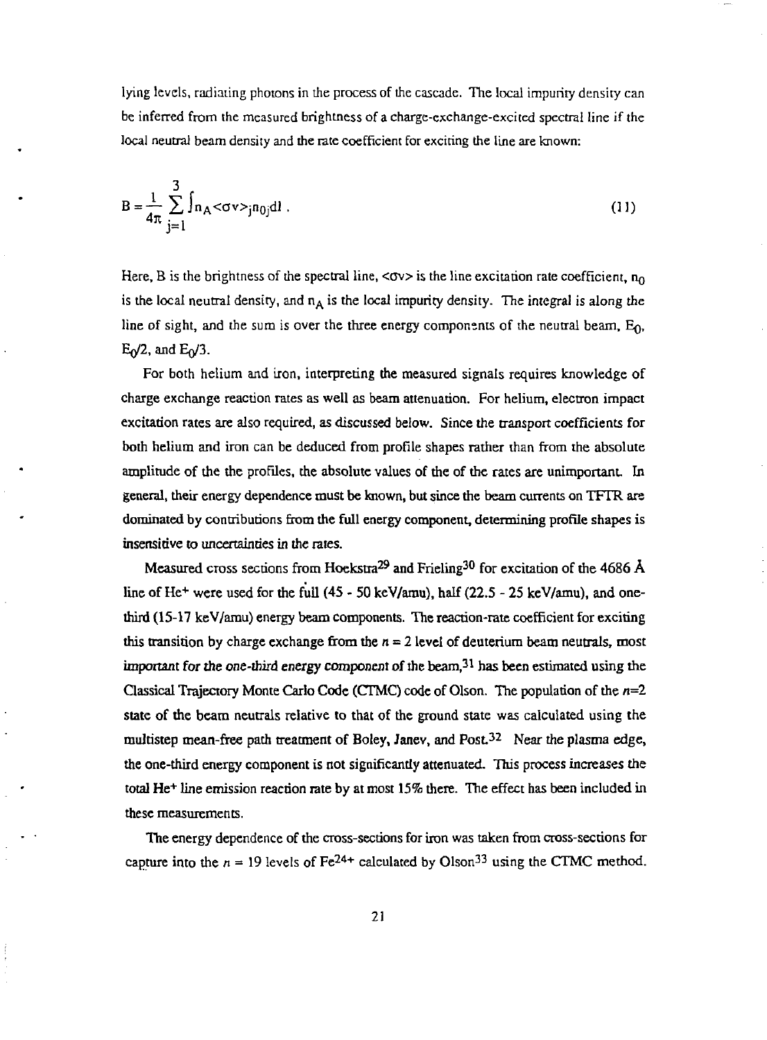lying levels, radiating photons in the process of the cascade. The local impurity density can be inferred from the measured brightness of a charge-exchange-excited spectral line if the local neutral beam density and the rate coefficient for exciting the line are known:

$$B = \frac{1}{4\pi} \sum_{j=1}^{3} \int n_A \langle \sigma v \rangle_j n_{0j} dl \, . \tag{11}$$

Here, B is the brightness of the spectral line, $\langle \sigma v \rangle$ is the line excitation rate coefficient, $n_0$ is the local neutral density, and $n_A$ is the local impurity density. The integral is along the line of sight, and the sum is over the three energy components of the neutral beam, $E_0$, $E_0/2$, and $E_0/3$.

For both helium and iron, interpreting the measured signals requires knowledge of charge exchange reaction rates as well as beam attenuation. For helium, electron impact excitation rates are also required, as discussed below. Since the transport coefficients for both helium and iron can be deduced from profile shapes rather than from the absolute amplitude of the the profiles, the absolute values of the of the rates are unimportant. In general, their energy dependence must be known, but since the beam currents on TFTR are dominated by contributions from the full energy component, determining profile shapes is insensitive to uncertainties in the rates.

Measured cross sections from Hoekstra[29] and Frieling[30] for excitation of the 4686 Å line of $He^+$ were used for the full (45 - 50 keV/amu), half (22.5 - 25 keV/amu), and one-third (15-17 keV/amu) energy beam components. The reaction-rate coefficient for exciting this transition by charge exchange from the $n = 2$ level of deuterium beam neutrals, most important for the one-third energy component of the beam,[31] has been estimated using the Classical Trajectory Monte Carlo Code (CTMC) code of Olson. The population of the $n$=2 state of the beam neutrals relative to that of the ground state was calculated using the multistep mean-free path treatment of Boley, Janev, and Post.[32] Near the plasma edge, the one-third energy component is not significantly attenuated. This process increases the total $He^+$ line emission reaction rate by at most 15% there. The effect has been included in these measurements.

The energy dependence of the cross-sections for iron was taken from cross-sections for capture into the $n = 19$ levels of $Fe^{24+}$ calculated by Olson[33] using the CTMC method.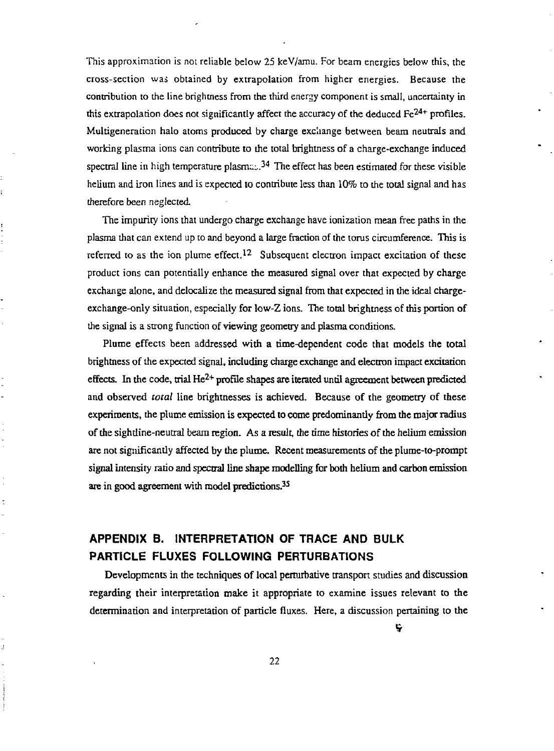This approximation is not reliable below 25 keV/amu. For beam energies below this, the cross-section was obtained by extrapolation from higher energies. Because the contribution to the line brightness from the third energy component is small, uncertainty in this extrapolation does not significantly affect the accuracy of the deduced $Fe^{24+}$ profiles. Multigeneration halo atoms produced by charge exchange between beam neutrals and working plasma ions can contribute to the total brightness of a charge-exchange induced spectral line in high temperature plasmas.[34] The effect has been estimated for these visible helium and iron lines and is expected to contribute less than 10% to the total signal and has therefore been neglected.

The impurity ions that undergo charge exchange have ionization mean free paths in the plasma that can extend up to and beyond a large fraction of the torus circumference. This is referred to as the ion plume effect.[12] Subsequent electron impact excitation of these product ions can potentially enhance the measured signal over that expected by charge exchange alone, and delocalize the measured signal from that expected in the ideal charge-exchange-only situation, especially for low-Z ions. The total brightness of this portion of the signal is a strong function of viewing geometry and plasma conditions.

Plume effects been addressed with a time-dependent code that models the total brightness of the expected signal, including charge exchange and electron impact excitation effects. In the code, trial $He^{2+}$ profile shapes are iterated until agreement between predicted and observed *total* line brightnesses is achieved. Because of the geometry of these experiments, the plume emission is expected to come predominantly from the major radius of the sightline-neutral beam region. As a result, the time histories of the helium emission are not significantly affected by the plume. Recent measurements of the plume-to-prompt signal intensity ratio and spectral line shape modelling for both helium and carbon emission are in good agreement with model predictions.[35]

## APPENDIX B. INTERPRETATION OF TRACE AND BULK PARTICLE FLUXES FOLLOWING PERTURBATIONS

Developments in the techniques of local perturbative transport studies and discussion regarding their interpretation make it appropriate to examine issues relevant to the determination and interpretation of particle fluxes. Here, a discussion pertaining to the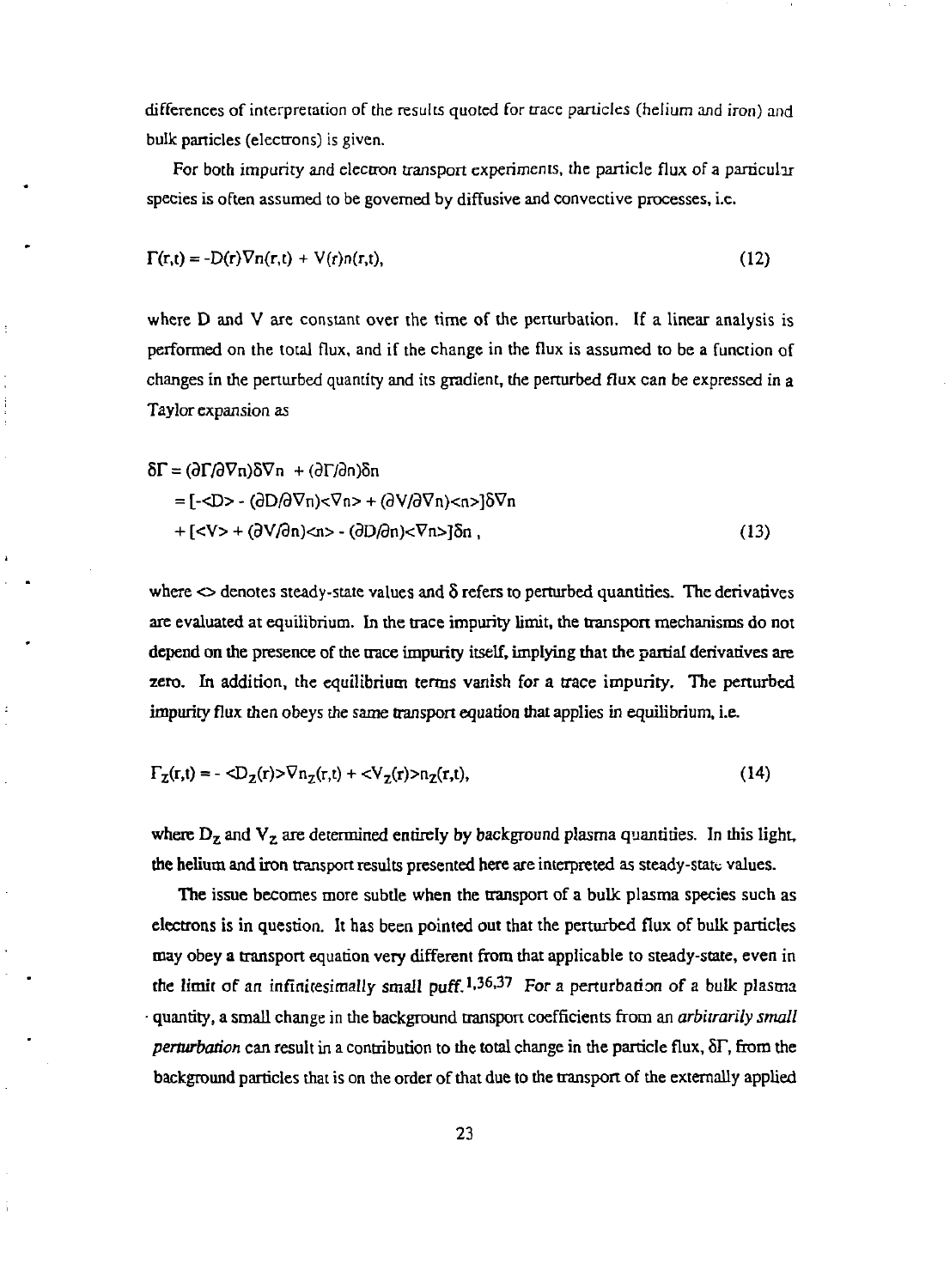differences of interpretation of the results quoted for trace particles (helium and iron) and bulk particles (electrons) is given.

For both impurity and electron transport experiments, the particle flux of a particular species is often assumed to be governed by diffusive and convective processes, i.e.

$$\Gamma(r,t) = -D(r)\nabla n(r,t) + V(r)n(r,t), \tag{12}$$

where D and V are constant over the time of the perturbation. If a linear analysis is performed on the total flux, and if the change in the flux is assumed to be a function of changes in the perturbed quantity and its gradient, the perturbed flux can be expressed in a Taylor expansion as

$$\begin{aligned}\delta\Gamma &= (\partial\Gamma/\partial\nabla n)\delta\nabla n + (\partial\Gamma/\partial n)\delta n \\ &= [-\langle D\rangle - (\partial D/\partial\nabla n)\langle\nabla n\rangle + (\partial V/\partial\nabla n)\langle n\rangle]\delta\nabla n \\ &\quad + [\langle V\rangle + (\partial V/\partial n)\langle n\rangle - (\partial D/\partial n)\langle\nabla n\rangle]\delta n\,,\end{aligned} \tag{13}$$

where $\langle\rangle$ denotes steady-state values and $\delta$ refers to perturbed quantities. The derivatives are evaluated at equilibrium. In the trace impurity limit, the transport mechanisms do not depend on the presence of the trace impurity itself, implying that the partial derivatives are zero. In addition, the equilibrium terms vanish for a trace impurity. The perturbed impurity flux then obeys the same transport equation that applies in equilibrium, i.e.

$$\Gamma_Z(r,t) = -\langle D_Z(r)\rangle\nabla n_Z(r,t) + \langle V_Z(r)\rangle n_Z(r,t), \tag{14}$$

where $D_Z$ and $V_Z$ are determined entirely by background plasma quantities. In this light, the helium and iron transport results presented here are interpreted as steady-state values.

The issue becomes more subtle when the transport of a bulk plasma species such as electrons is in question. It has been pointed out that the perturbed flux of bulk particles may obey a transport equation very different from that applicable to steady-state, even in the limit of an *infinitesimally small puff.*[1,36,37] For a perturbation of a bulk plasma quantity, a small change in the background transport coefficients from an *arbitrarily small perturbation* can result in a contribution to the total change in the particle flux, $\delta\Gamma$, from the background particles that is on the order of that due to the transport of the externally applied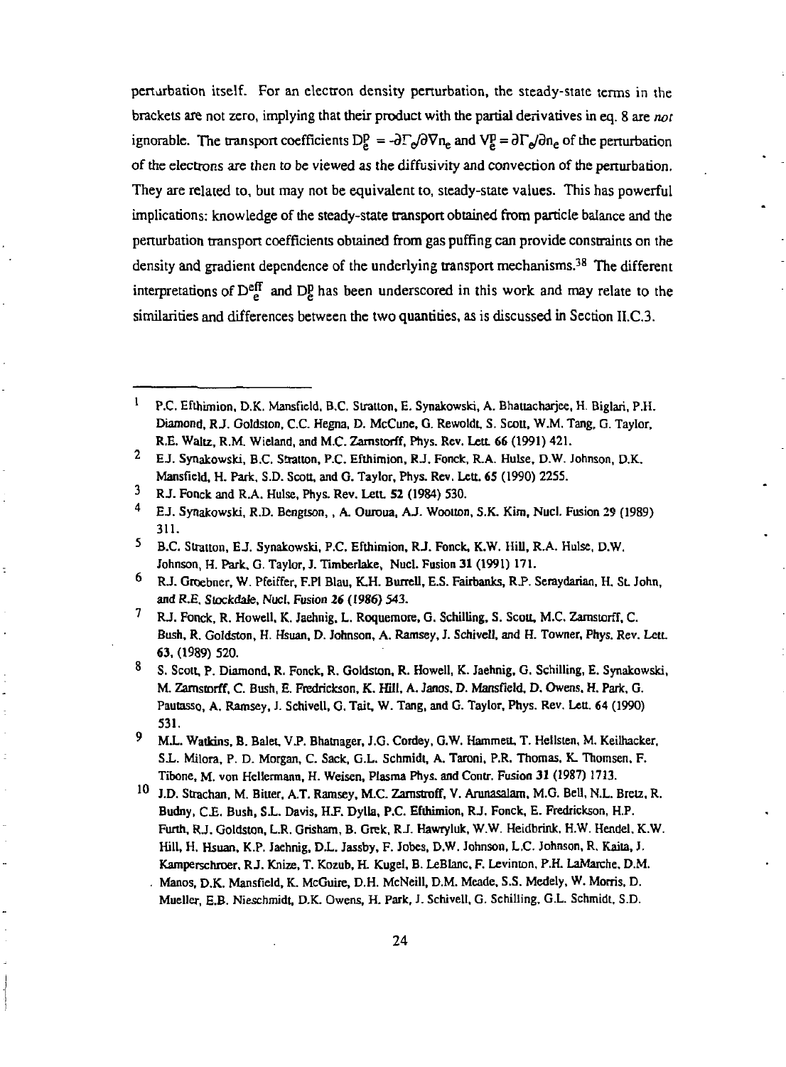perturbation itself. For an electron density perturbation, the steady-state terms in the brackets are not zero, implying that their product with the partial derivatives in eq. 8 are *not* ignorable. The transport coefficients $D_e^p = -\partial\Gamma_e/\partial\nabla n_e$ and $V_e^p = \partial\Gamma_e/\partial n_e$ of the perturbation of the electrons are then to be viewed as the diffusivity and convection of the perturbation. They are related to, but may not be equivalent to, steady-state values. This has powerful implications: knowledge of the steady-state transport obtained from particle balance and the perturbation transport coefficients obtained from gas puffing can provide constraints on the density and gradient dependence of the underlying transport mechanisms.[38] The different interpretations of $D_e^{eff}$ and $D_e^p$ has been underscored in this work and may relate to the similarities and differences between the two quantities, as is discussed in Section II.C.3.

---

1. P.C. Efthimion, D.K. Mansfield, B.C. Stratton, E. Synakowski, A. Bhattacharjee, H. Biglari, P.H. Diamond, R.J. Goldston, C.C. Hegna, D. McCune, G. Rewoldt, S. Scott, W.M. Tang, G. Taylor, R.E. Waltz, R.M. Wieland, and M.C. Zarnstorff, Phys. Rev. Lett. 66 (1991) 421.
2. E.J. Synakowski, B.C. Stratton, P.C. Efthimion, R.J. Fonck, R.A. Hulse, D.W. Johnson, D.K. Mansfield, H. Park, S.D. Scott, and G. Taylor, Phys. Rev. Lett. 65 (1990) 2255.
3. R.J. Fonck and R.A. Hulse, Phys. Rev. Lett. 52 (1984) 530.
4. E.J. Synakowski, R.D. Bengtson, , A. Ouroua, A.J. Wootton, S.K. Kim, Nucl. Fusion 29 (1989) 311.
5. B.C. Stratton, E.J. Synakowski, P.C. Efthimion, R.J. Fonck, K.W. Hill, R.A. Hulse, D.W. Johnson, H. Park, G. Taylor, J. Timberlake, Nucl. Fusion 31 (1991) 171.
6. R.J. Groebner, W. Pfeiffer, F.Pl Blau, K.H. Burrell, E.S. Fairbanks, R.P. Seraydarian, H. St. John, and R.E. Stockdale, Nucl. Fusion 26 (1986) 543.
7. R.J. Fonck, R. Howell, K. Jaehnig, L. Roquemore, G. Schilling, S. Scott, M.C. Zarnstorff, C. Bush, R. Goldston, H. Hsuan, D. Johnson, A. Ramsey, J. Schivell, and H. Towner, Phys. Rev. Lett. 63, (1989) 520.
8. S. Scott, P. Diamond, R. Fonck, R. Goldston, R. Howell, K. Jaehnig, G. Schilling, E. Synakowski, M. Zarnstorff, C. Bush, E. Fredrickson, K. Hill, A. Janos, D. Mansfield, D. Owens, H. Park, G. Pautasso, A. Ramsey, J. Schivell, G. Tait, W. Tang, and G. Taylor, Phys. Rev. Lett. 64 (1990) 531.
9. M.L. Watkins, B. Balet, V.P. Bhatnager, J.G. Cordey, G.W. Hammett, T. Hellsten, M. Keilhacker, S.L. Milora, P. D. Morgan, C. Sack, G.L. Schmidt, A. Taroni, P.R. Thomas, K. Thomsen, F. Tibone, M. von Hellermann, H. Weisen, Plasma Phys. and Contr. Fusion 31 (1987) 1713.
10. J.D. Strachan, M. Bitter, A.T. Ramsey, M.C. Zarnstroff, V. Arunasalam, M.G. Bell, N.L. Bretz, R. Budny, C.E. Bush, S.L. Davis, H.F. Dylla, P.C. Efthimion, R.J. Fonck, E. Fredrickson, H.P. Furth, R.J. Goldston, L.R. Grisham, B. Grek, R.J. Hawryluk, W.W. Heidbrink, H.W. Hendel, K.W. Hill, H. Hsuan, K.P. Jaehnig, D.L. Jassby, F. Jobes, D.W. Johnson, L.C. Johnson, R. Kaita, J. Kamperschroer, R.J. Knize, T. Kozub, H. Kugel, B. LeBlanc, F. Levinton, P.H. LaMarche, D.M. Manos, D.K. Mansfield, K. McGuire, D.H. McNeill, D.M. Meade, S.S. Medely, W. Morris, D. Mueller, E.B. Nieschmidt, D.K. Owens, H. Park, J. Schivell, G. Schilling, G.L. Schmidt, S.D.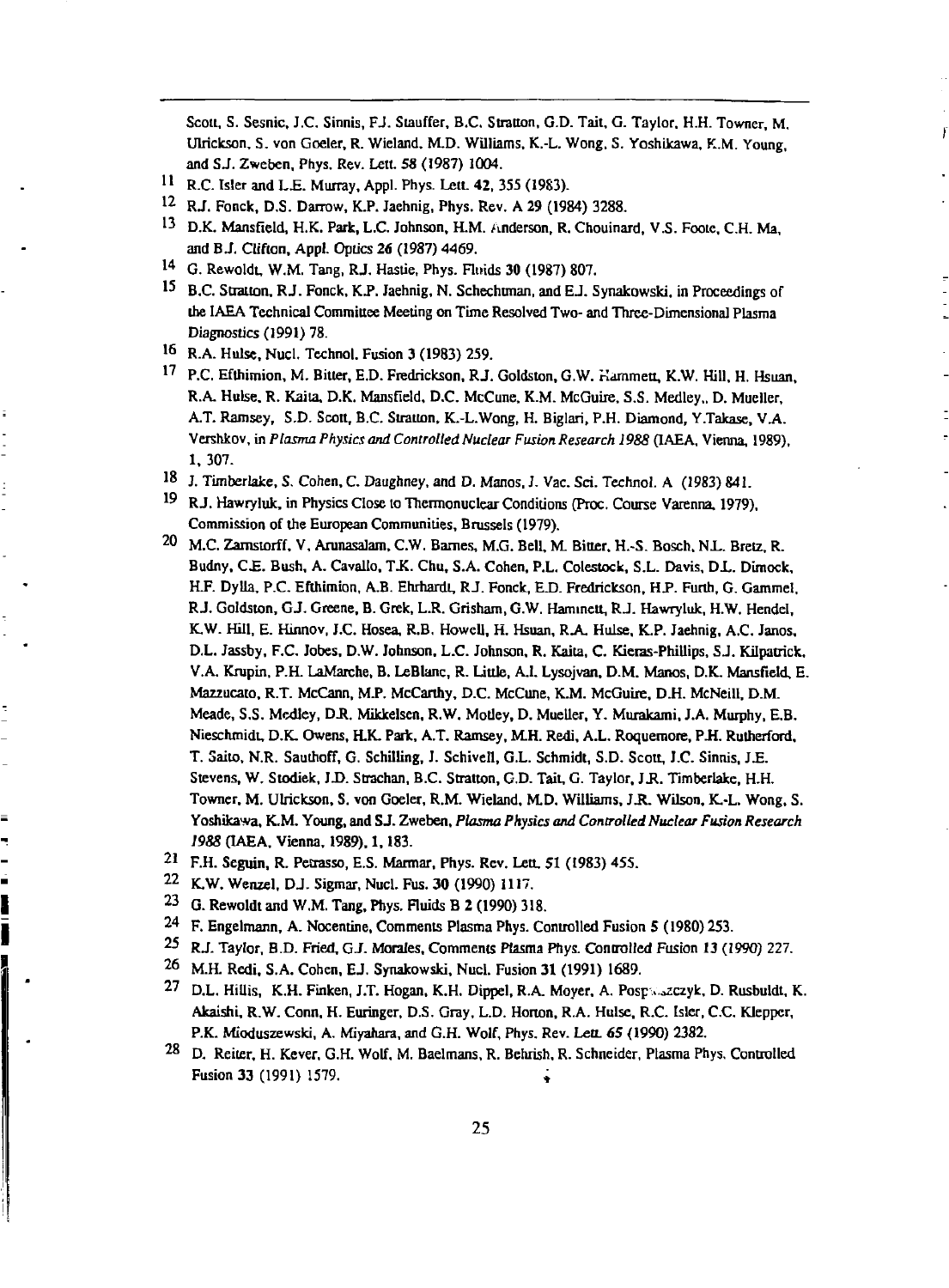Scott, S. Sesnic, J.C. Sinnis, F.J. Stauffer, B.C. Stratton, G.D. Tait, G. Taylor, H.H. Towner, M. Ulrickson, S. von Goeler, R. Wieland, M.D. Williams, K.-L. Wong, S. Yoshikawa, K.M. Young, and S.J. Zweben, Phys. Rev. Lett. **58** (1987) 1004.

11 R.C. Isler and L.E. Murray, Appl. Phys. Lett. **42**, 355 (1983).

12 R.J. Fonck, D.S. Darrow, K.P. Jaehnig, Phys. Rev. A **29** (1984) 3288.

13 D.K. Mansfield, H.K. Park, L.C. Johnson, H.M. Anderson, R. Chouinard, V.S. Foote, C.H. Ma, and B.J. Clifton, Appl. Optics **26** (1987) 4469.

14 G. Rewoldt, W.M. Tang, R.J. Hastie, Phys. Fluids **30** (1987) 807.

15 B.C. Stratton, R.J. Fonck, K.P. Jaehnig, N. Schechtman, and E.J. Synakowski, in Proceedings of the IAEA Technical Committee Meeting on Time Resolved Two- and Three-Dimensional Plasma Diagnostics (1991) 78.

16 R.A. Hulse, Nucl. Technol. Fusion **3** (1983) 259.

17 P.C. Efthimion, M. Bitter, E.D. Fredrickson, R.J. Goldston, G.W. Hammett, K.W. Hill, H. Hsuan, R.A. Hulse, R. Kaita, D.K. Mansfield, D.C. McCune, K.M. McGuire, S.S. Medley,, D. Mueller, A.T. Ramsey, S.D. Scott, B.C. Stratton, K.-L.Wong, H. Biglari, P.H. Diamond, Y.Takase, V.A. Vershkov, in *Plasma Physics and Controlled Nuclear Fusion Research 1988* (IAEA, Vienna, 1989), 1, 307.

18 J. Timberlake, S. Cohen, C. Daughney, and D. Manos, J. Vac. Sci. Technol. A (1983) 841.

19 R.J. Hawryluk, in Physics Close to Thermonuclear Conditions (Proc. Course Varenna, 1979), Commission of the European Communities, Brussels (1979).

20 M.C. Zarnstorff, V. Arunasalam, C.W. Barnes, M.G. Bell, M. Bitter, H.-S. Bosch, N.L. Bretz, R. Budny, C.E. Bush, A. Cavallo, T.K. Chu, S.A. Cohen, P.L. Colestock, S.L. Davis, D.L. Dimock, H.F. Dylla, P.C. Efthimion, A.B. Ehrhardt, R.J. Fonck, E.D. Fredrickson, H.P. Furth, G. Gammel, R.J. Goldston, G.J. Greene, B. Grek, L.R. Grisham, G.W. Hammett, R.J. Hawryluk, H.W. Hendel, K.W. Hill, E. Hinnov, J.C. Hosea, R.B. Howell, H. Hsuan, R.A. Hulse, K.P. Jaehnig, A.C. Janos, D.L. Jassby, F.C. Jobes, D.W. Johnson, L.C. Johnson, R. Kaita, C. Kieras-Phillips, S.J. Kilpatrick, V.A. Krupin, P.H. LaMarche, B. LeBlanc, R. Little, A.I. Lysojvan, D.M. Manos, D.K. Mansfield, E. Mazzucato, R.T. McCann, M.P. McCarthy, D.C. McCune, K.M. McGuire, D.H. McNeill, D.M. Meade, S.S. Medley, D.R. Mikkelsen, R.W. Motley, D. Mueller, Y. Murakami, J.A. Murphy, E.B. Nieschmidt, D.K. Owens, H.K. Park, A.T. Ramsey, M.H. Redi, A.L. Roquemore, P.H. Rutherford, T. Saito, N.R. Sauthoff, G. Schilling, J. Schivell, G.L. Schmidt, S.D. Scott, J.C. Sinnis, J.E. Stevens, W. Stodiek, J.D. Strachan, B.C. Stratton, G.D. Tait, G. Taylor, J.R. Timberlake, H.H. Towner, M. Ulrickson, S. von Goeler, R.M. Wieland, M.D. Williams, J.R. Wilson, K.-L. Wong, S. Yoshikawa, K.M. Young, and S.J. Zweben, *Plasma Physics and Controlled Nuclear Fusion Research 1988* (IAEA, Vienna, 1989), 1, 183.

21 F.H. Seguin, R. Petrasso, E.S. Marmar, Phys. Rev. Lett. **51** (1983) 455.

22 K.W. Wenzel, D.J. Sigmar, Nucl. Fus. **30** (1990) 1117.

23 G. Rewoldt and W.M. Tang, Phys. Fluids B **2** (1990) 318.

24 F. Engelmann, A. Nocentine, Comments Plasma Phys. Controlled Fusion **5** (1980) 253.

25 R.J. Taylor, B.D. Fried, G.J. Morales, Comments Plasma Phys. Controlled Fusion **13** (1990) 227.

26 M.H. Redi, S.A. Cohen, E.J. Synakowski, Nucl. Fusion **31** (1991) 1689.

27 D.L. Hillis, K.H. Finken, J.T. Hogan, K.H. Dippel, R.A. Moyer, A. Pospieszczyk, D. Rusbuldt, K. Akaishi, R.W. Conn, H. Euringer, D.S. Gray, L.D. Horton, R.A. Hulse, R.C. Isler, C.C. Klepper, P.K. Mioduszewski, A. Miyahara, and G.H. Wolf, Phys. Rev. Lett. **65** (1990) 2382.

28 D. Reiter, H. Kever, G.H. Wolf, M. Baelmans, R. Behrish, R. Schneider, Plasma Phys. Controlled Fusion **33** (1991) 1579.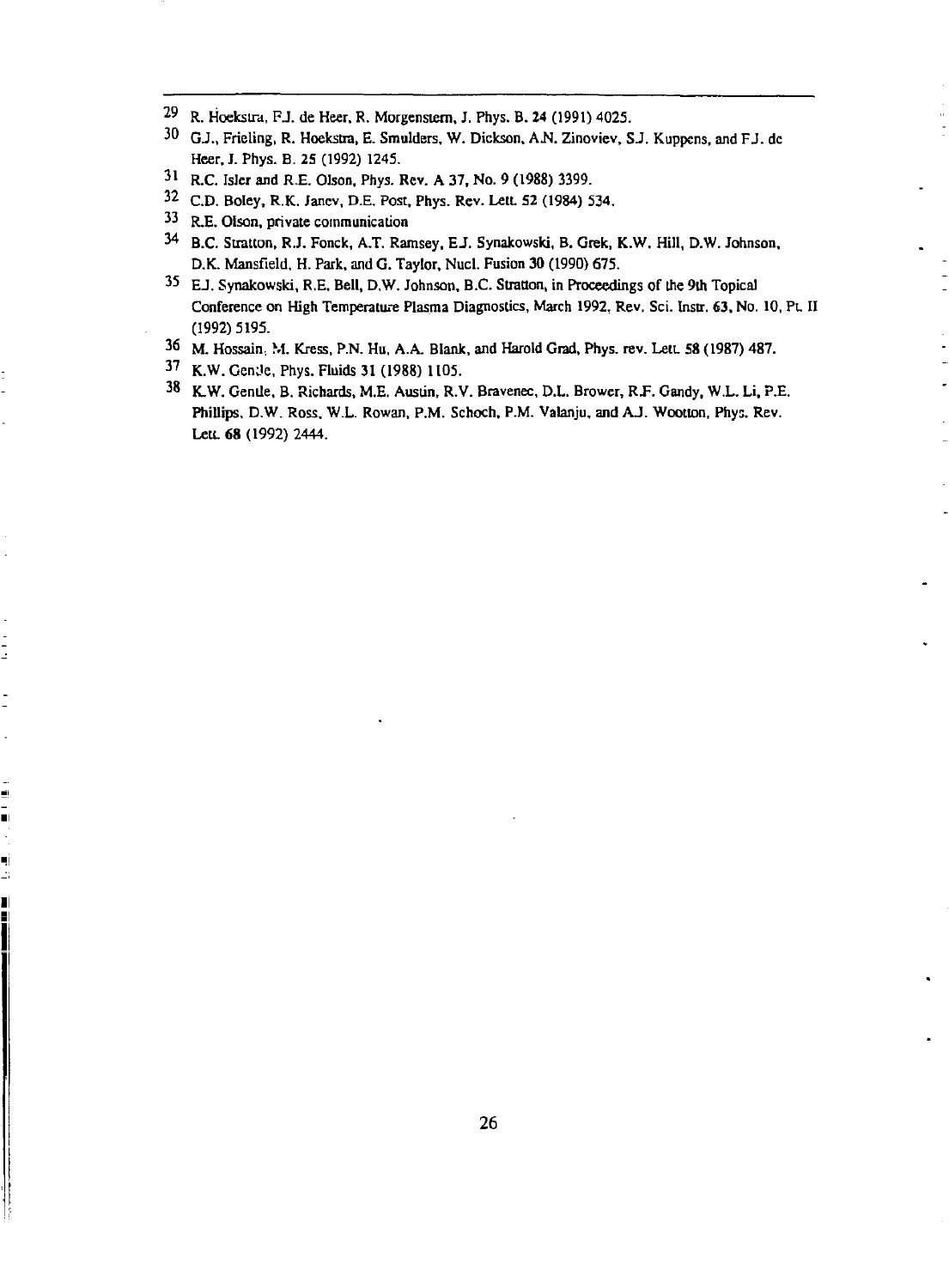29 R. Hoekstra, F.J. de Heer, R. Morgenstern, J. Phys. B. **24** (1991) 4025.

30 G.J., Frieling, R. Hoekstra, E. Smulders, W. Dickson, A.N. Zinoviev, S.J. Kuppens, and F.J. de Heer, J. Phys. B. **25** (1992) 1245.

31 R.C. Isler and R.E. Olson, Phys. Rev. A 37, No. 9 (1988) 3399.

32 C.D. Boley, R.K. Janev, D.E. Post, Phys. Rev. Lett. 52 (1984) 534.

33 R.E. Olson, private communication

34 B.C. Stratton, R.J. Fonck, A.T. Ramsey, E.J. Synakowski, B. Grek, K.W. Hill, D.W. Johnson, D.K. Mansfield, H. Park, and G. Taylor, Nucl. Fusion 30 (1990) 675.

35 E.J. Synakowski, R.E. Bell, D.W. Johnson, B.C. Stratton, in Proceedings of the 9th Topical Conference on High Temperature Plasma Diagnostics, March 1992, Rev. Sci. Instr. 63, No. 10, Pt. II (1992) 5195.

36 M. Hossain, M. Kress, P.N. Hu, A.A. Blank, and Harold Grad, Phys. rev. Lett. 58 (1987) 487.

37 K.W. Gentle, Phys. Fluids 31 (1988) 1105.

38 K.W. Gentle, B. Richards, M.E. Austin, R.V. Bravenec, D.L. Brower, R.F. Gandy, W.L. Li, P.E. Phillips, D.W. Ross, W.L. Rowan, P.M. Schoch, P.M. Valanju, and A.J. Wootton, Phys. Rev. Lett. **68** (1992) 2444.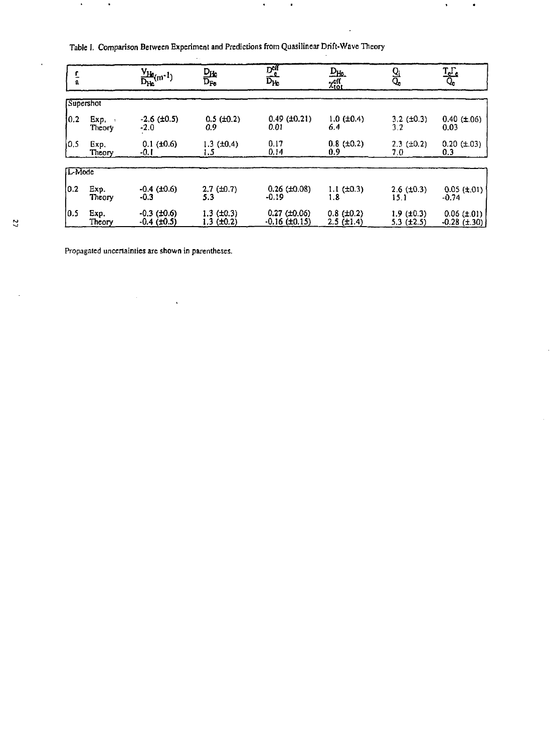Table I. Comparison Between Experiment and Predictions from Quasilinear Drift-Wave Theory

| $\frac{r}{a}$ | | $\frac{V_{He}}{D_{He}}(m^{-1})$ | $\frac{D_{He}}{D_{Fe}}$ | $\frac{D_e^{eff}}{D_{He}}$ | $\frac{D_{He}}{\chi_{tot}^{eff}}$ | $\frac{Q_i}{Q_e}$ | $\frac{T_e\Gamma_e}{Q_e}$ |
|---|---|---|---|---|---|---|---|
| **Supershot** | | | | | | | |
| 0.2 | Exp. | -2.6 (±0.5) | 0.5 (±0.2) | 0.49 (±0.21) | 1.0 (±0.4) | 3.2 (±0.3) | 0.40 (±.06) |
| | Theory | -2.0 | 0.9 | 0.01 | 6.4 | 3.2 | 0.03 |
| 0.5 | Exp. | 0.1 (±0.6) | 1.3 (±0.4) | 0.17 | 0.8 (±0.2) | 2.3 (±0.2) | 0.20 (±.03) |
| | Theory | -0.1 | 1.5 | 0.14 | 0.9 | 7.0 | 0.3 |
| **L-Mode** | | | | | | | |
| 0.2 | Exp. | -0.4 (±0.6) | 2.7 (±0.7) | 0.26 (±0.08) | 1.1 (±0.3) | 2.6 (±0.3) | 0.05 (±.01) |
| | Theory | -0.3 | 5.3 | -0.19 | 1.8 | 15.1 | -0.74 |
| 0.5 | Exp. | -0.3 (±0.6) | 1.3 (±0.3) | 0.27 (±0.06) | 0.8 (±0.2) | 1.9 (±0.3) | 0.06 (±.01) |
| | Theory | -0.4 (±0.5) | 1.3 (±0.2) | -0.16 (±0.15) | 2.5 (±1.4) | 5.3 (±2.5) | -0.28 (±.30) |

Propagated uncertainties are shown in parentheses.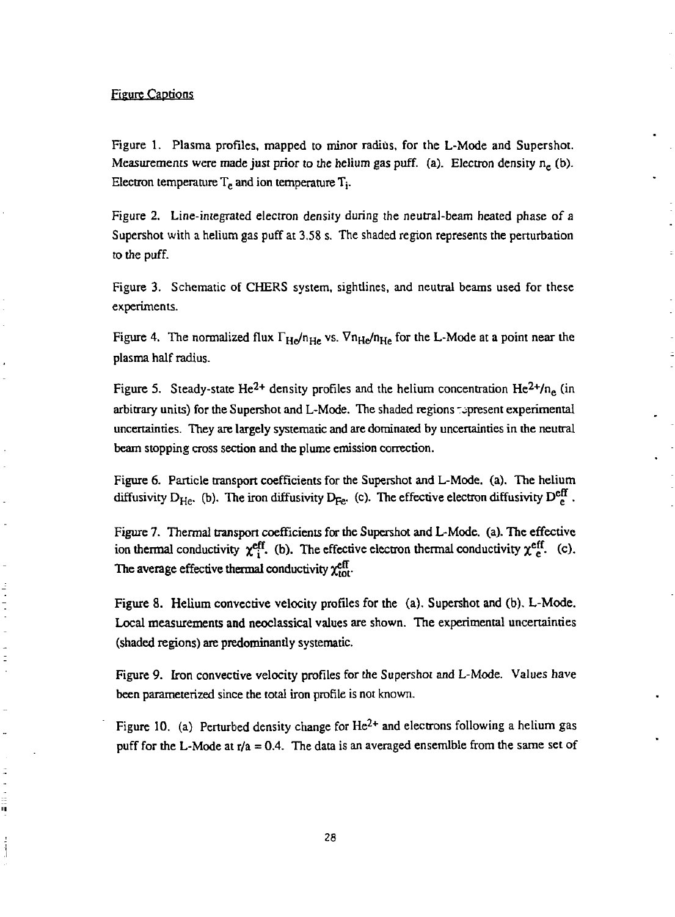Figure Captions

Figure 1. Plasma profiles, mapped to minor radius, for the L-Mode and Supershot. Measurements were made just prior to the helium gas puff. (a). Electron density $n_e$ (b). Electron temperature $T_e$ and ion temperature $T_i$.

Figure 2. Line-integrated electron density during the neutral-beam heated phase of a Supershot with a helium gas puff at 3.58 s. The shaded region represents the perturbation to the puff.

Figure 3. Schematic of CHERS system, sightlines, and neutral beams used for these experiments.

Figure 4. The normalized flux $\Gamma_{He}/n_{He}$ vs. $\nabla n_{He}/n_{He}$ for the L-Mode at a point near the plasma half radius.

Figure 5. Steady-state $He^{2+}$ density profiles and the helium concentration $He^{2+}/n_e$ (in arbitrary units) for the Supershot and L-Mode. The shaded regions represent experimental uncertainties. They are largely systematic and are dominated by uncertainties in the neutral beam stopping cross section and the plume emission correction.

Figure 6. Particle transport coefficients for the Supershot and L-Mode. (a). The helium diffusivity $D_{He}$. (b). The iron diffusivity $D_{Fe}$. (c). The effective electron diffusivity $D_e^{eff}$.

Figure 7. Thermal transport coefficients for the Supershot and L-Mode. (a). The effective ion thermal conductivity $\chi_i^{eff}$. (b). The effective electron thermal conductivity $\chi_e^{eff}$. (c). The average effective thermal conductivity $\chi_{tot}^{eff}$.

Figure 8. Helium convective velocity profiles for the (a). Supershot and (b). L-Mode. Local measurements and neoclassical values are shown. The experimental uncertainties (shaded regions) are predominantly systematic.

Figure 9. Iron convective velocity profiles for the Supershot and L-Mode. Values have been parameterized since the total iron profile is not known.

Figure 10. (a) Perturbed density change for $He^{2+}$ and electrons following a helium gas puff for the L-Mode at $r/a = 0.4$. The data is an averaged ensemlble from the same set of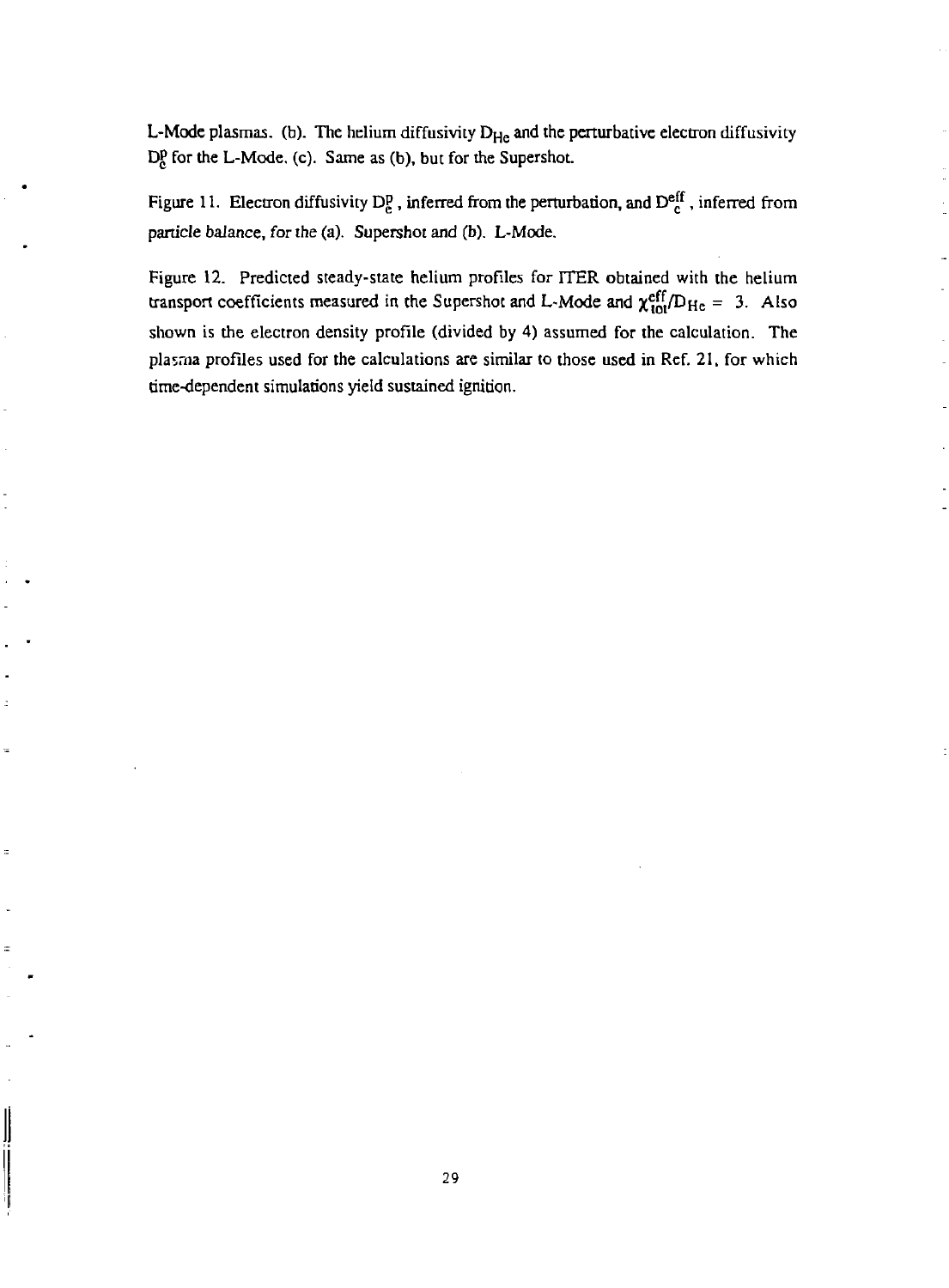L-Mode plasmas. (b). The helium diffusivity $D_{He}$ and the perturbative electron diffusivity $D_e^p$ for the L-Mode. (c). Same as (b), but for the Supershot.

Figure 11. Electron diffusivity $D_e^p$, inferred from the perturbation, and $D_e^{eff}$, inferred from particle balance, for the (a). Supershot and (b). L-Mode.

Figure 12. Predicted steady-state helium profiles for ITER obtained with the helium transport coefficients measured in the Supershot and L-Mode and $\chi_{tot}^{eff}/D_{He} = 3$. Also shown is the electron density profile (divided by 4) assumed for the calculation. The plasma profiles used for the calculations are similar to those used in Ref. 21, for which time-dependent simulations yield sustained ignition.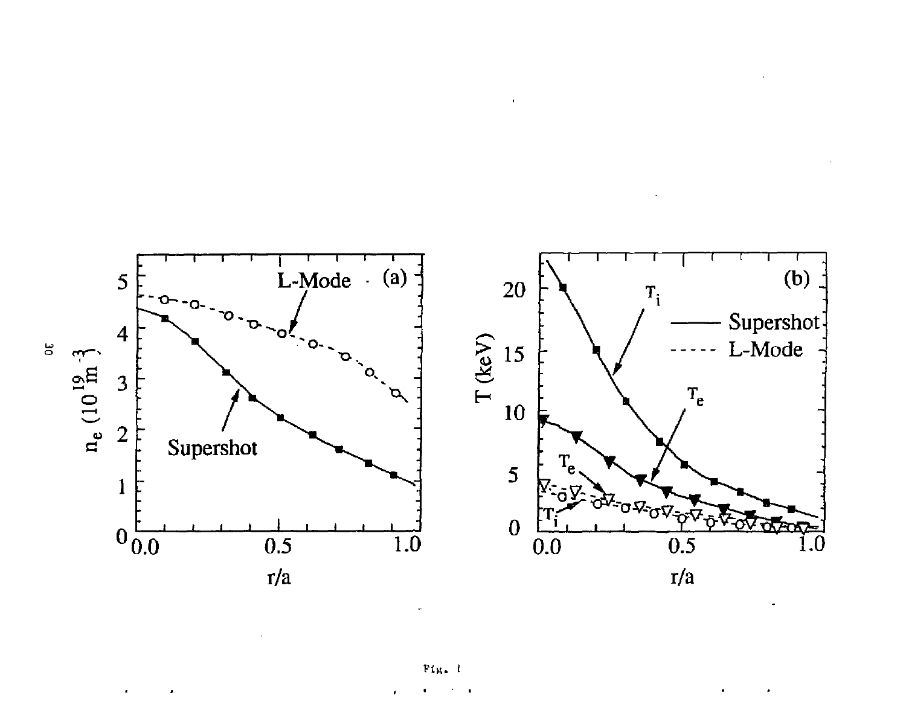Fig. 1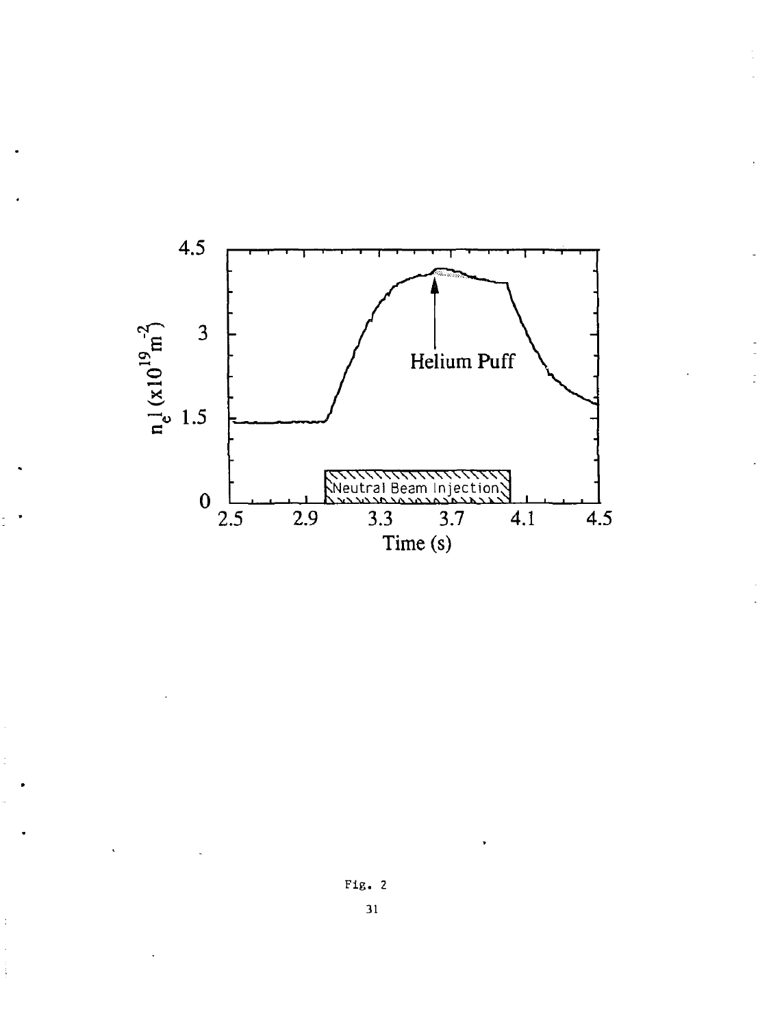Fig. 2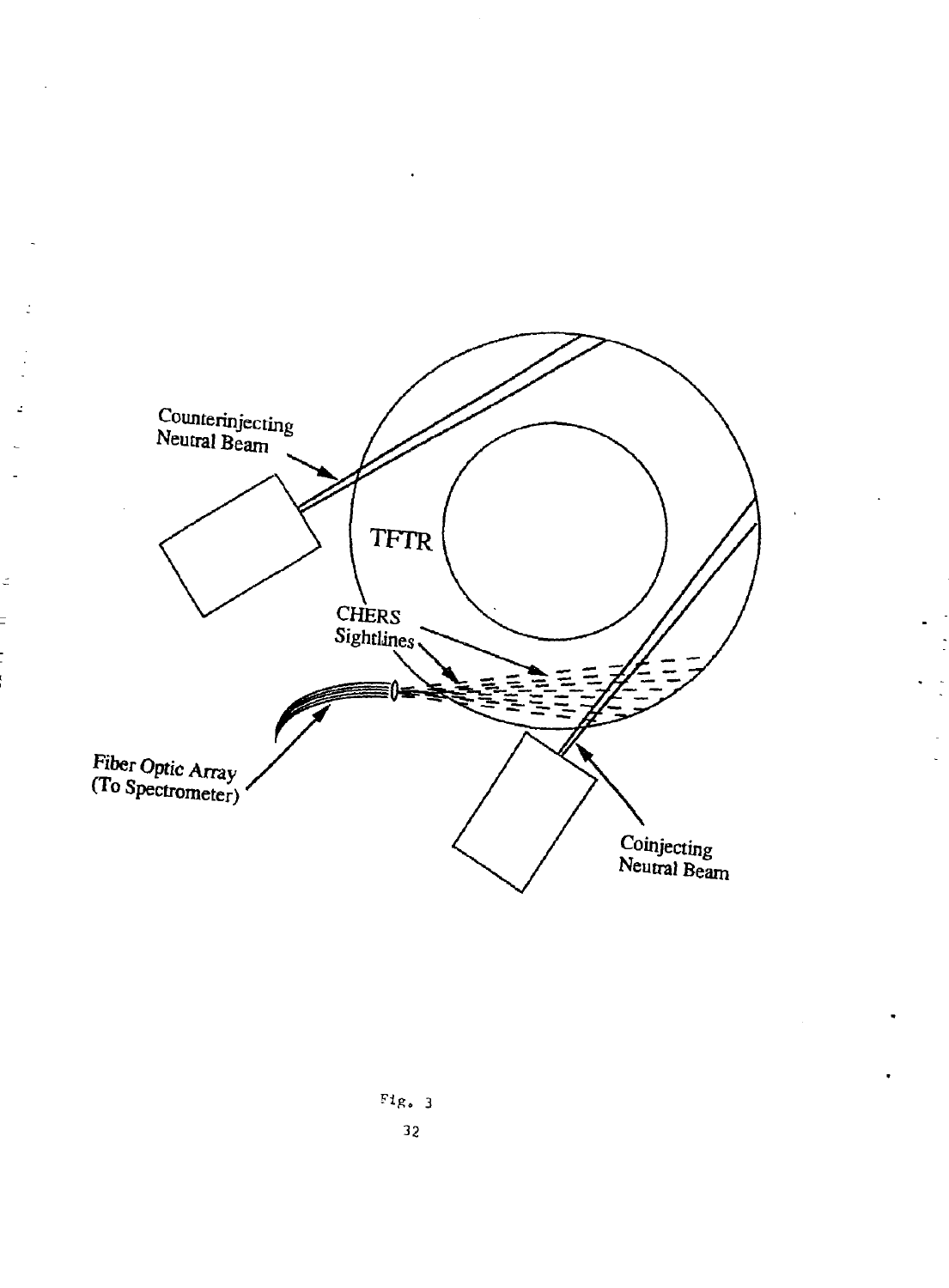Counterinjecting Neutral Beam

TFTR

CHERS Sightlines

Fiber Optic Array (To Spectrometer)

Coinjecting Neutral Beam

Fig. 3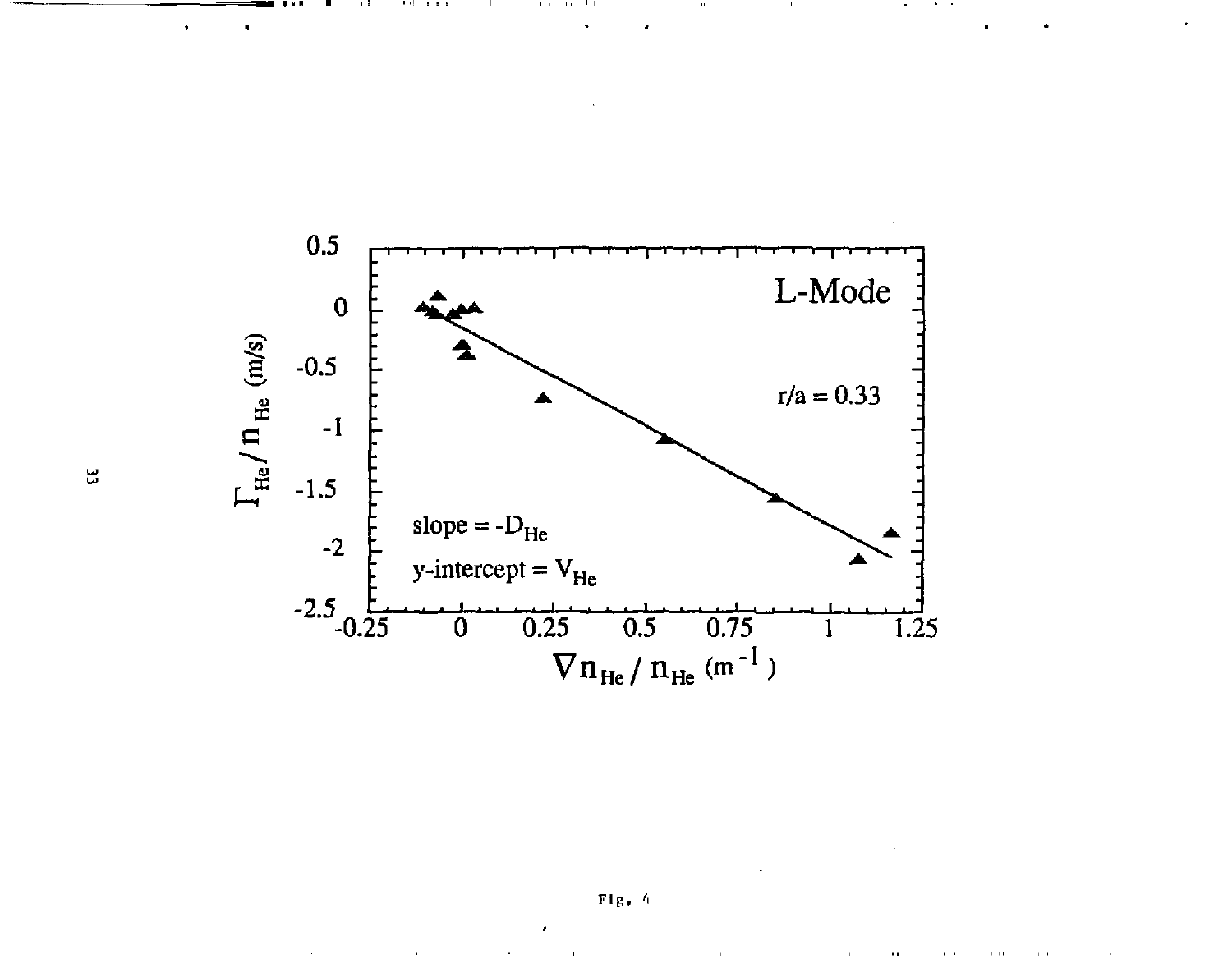Fig. 4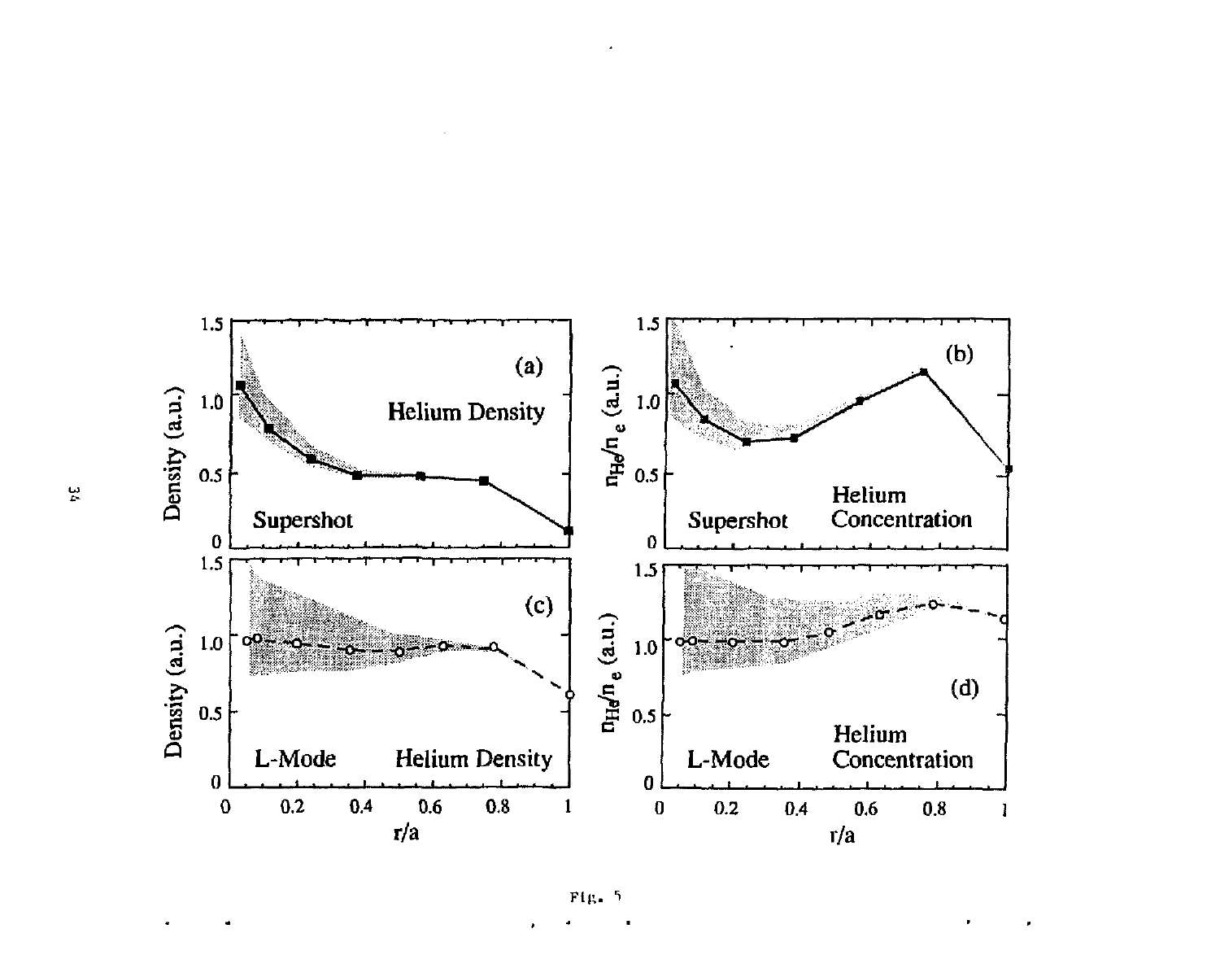Fig. 5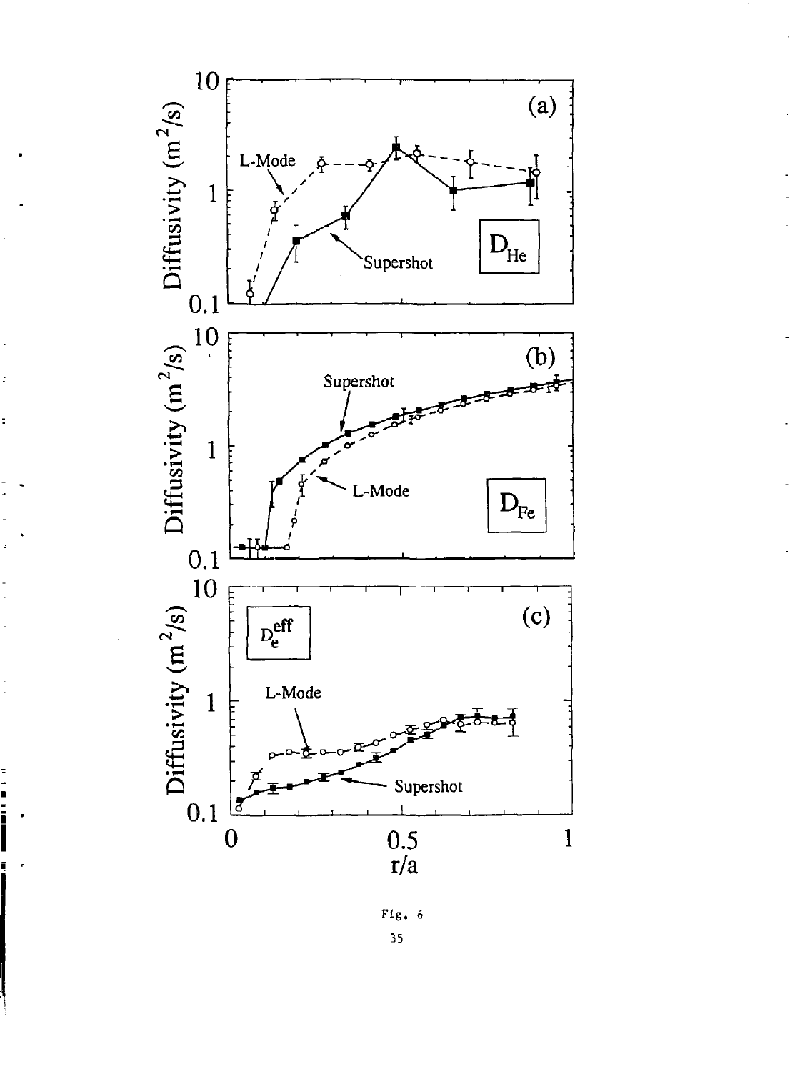Fig. 6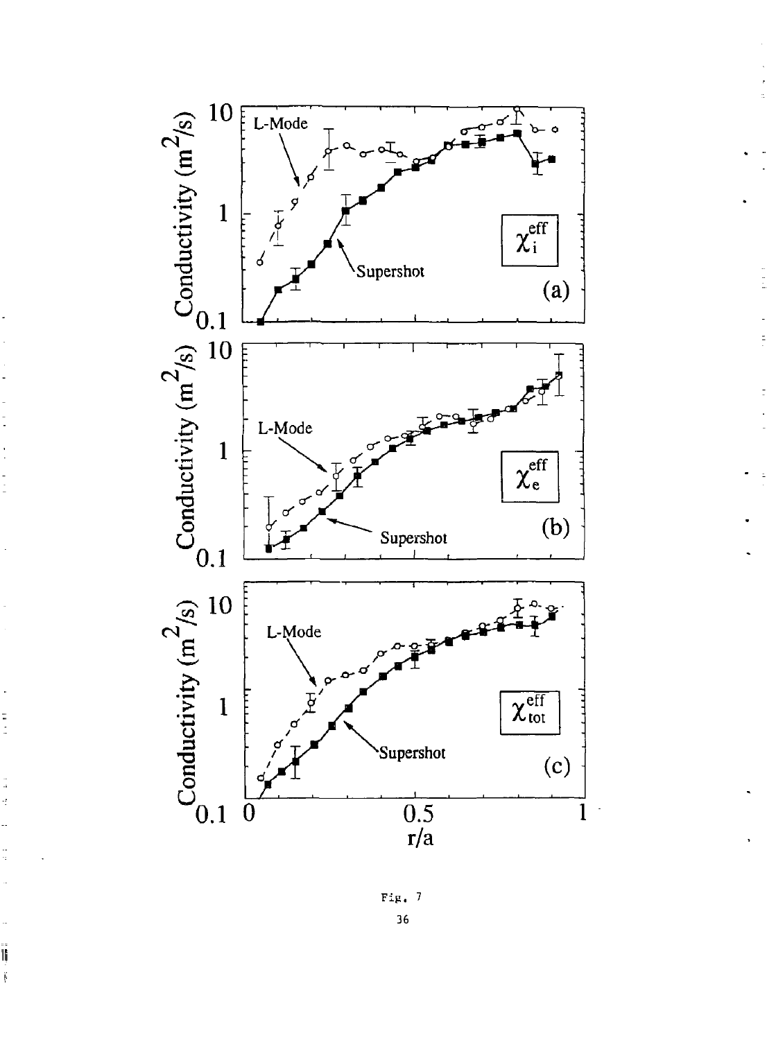Fig. 7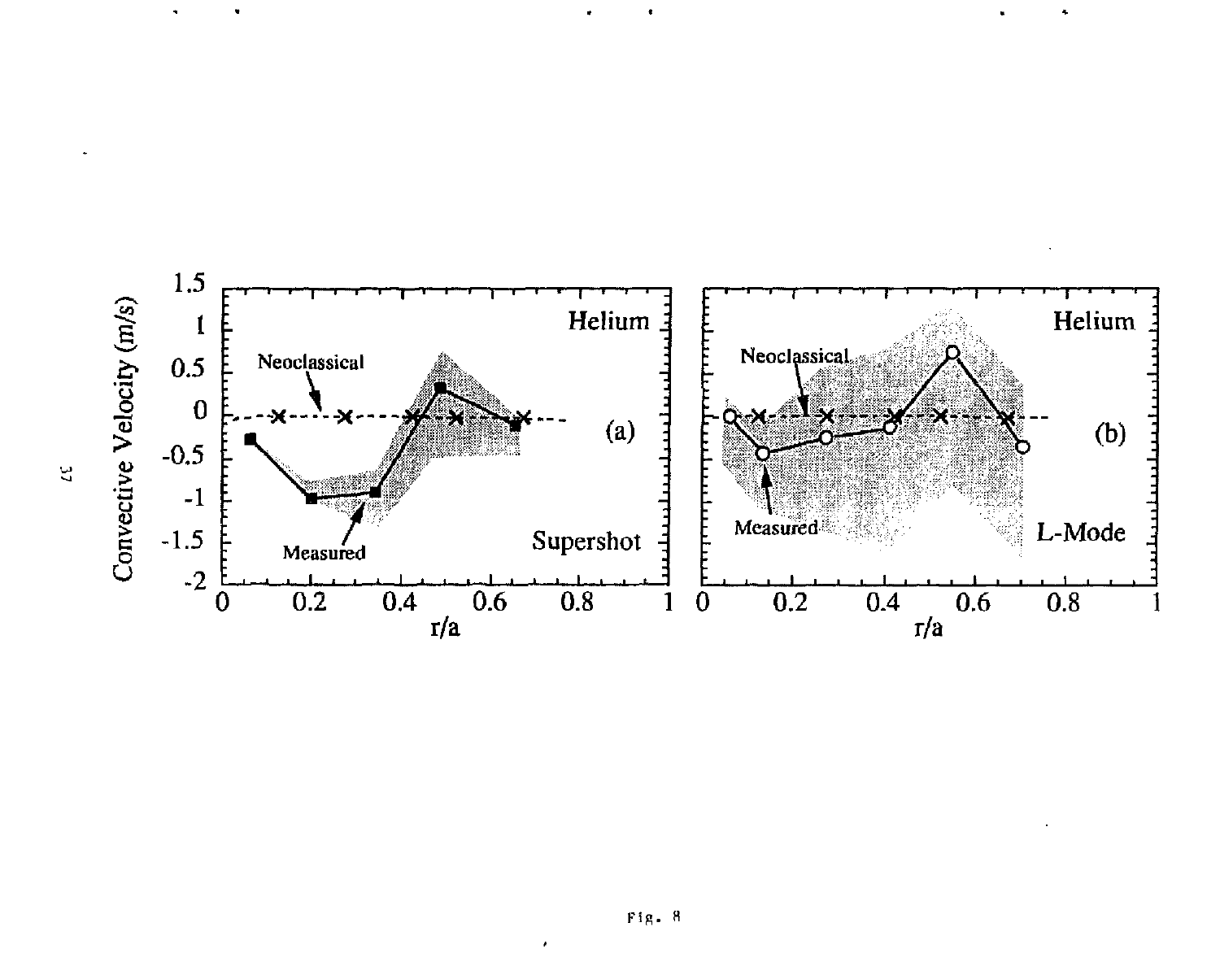Fig. 8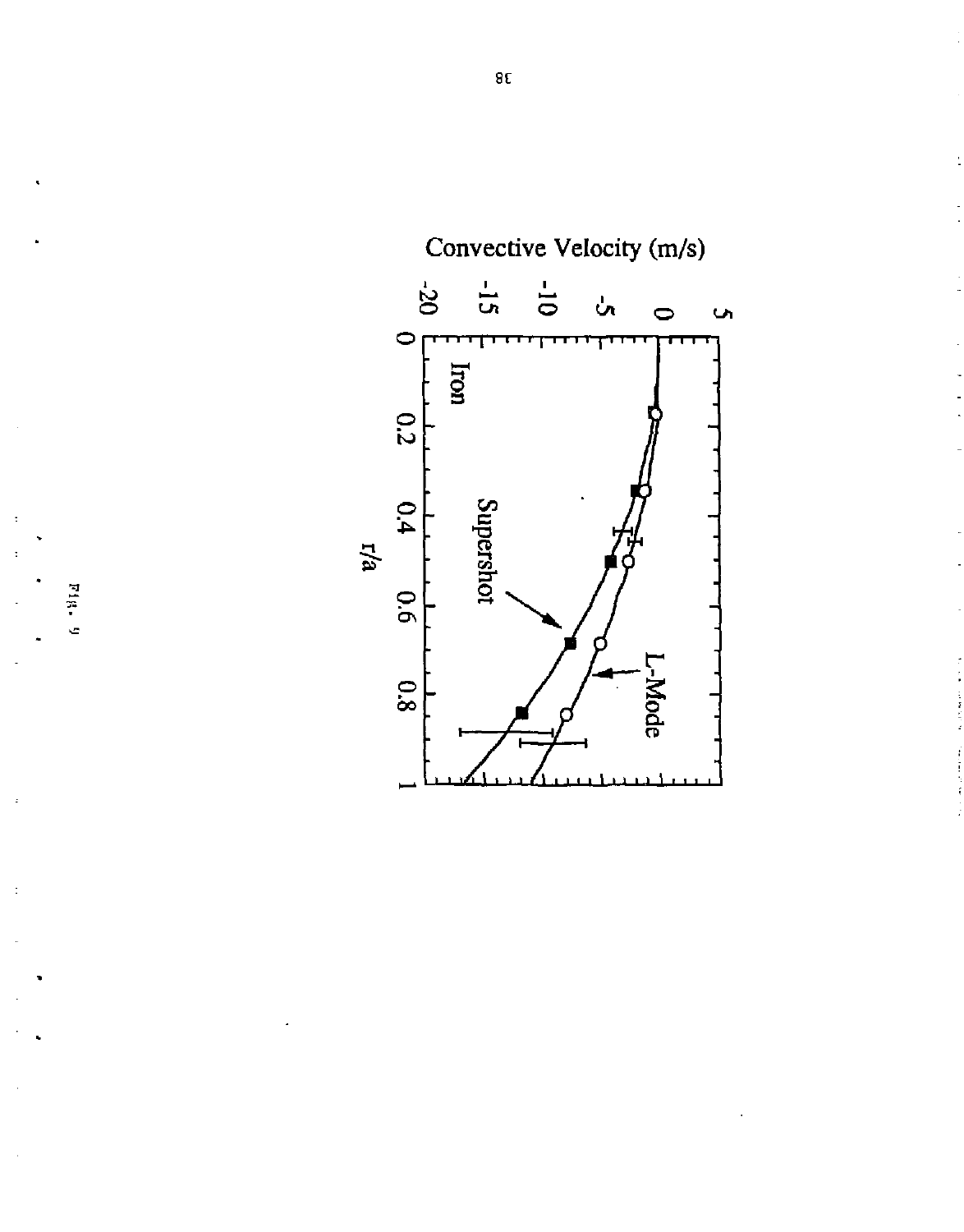Fig. 9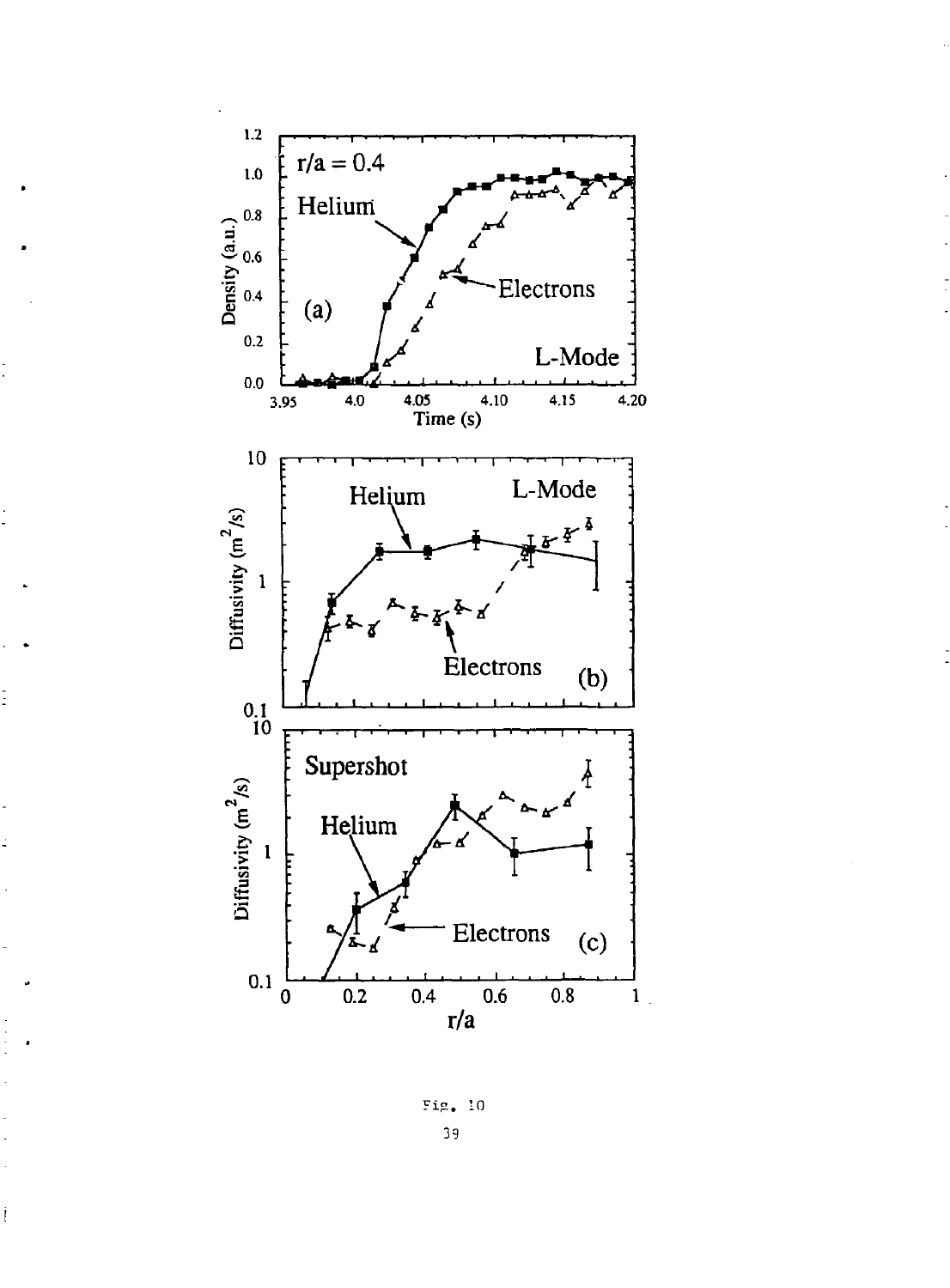Fig. 10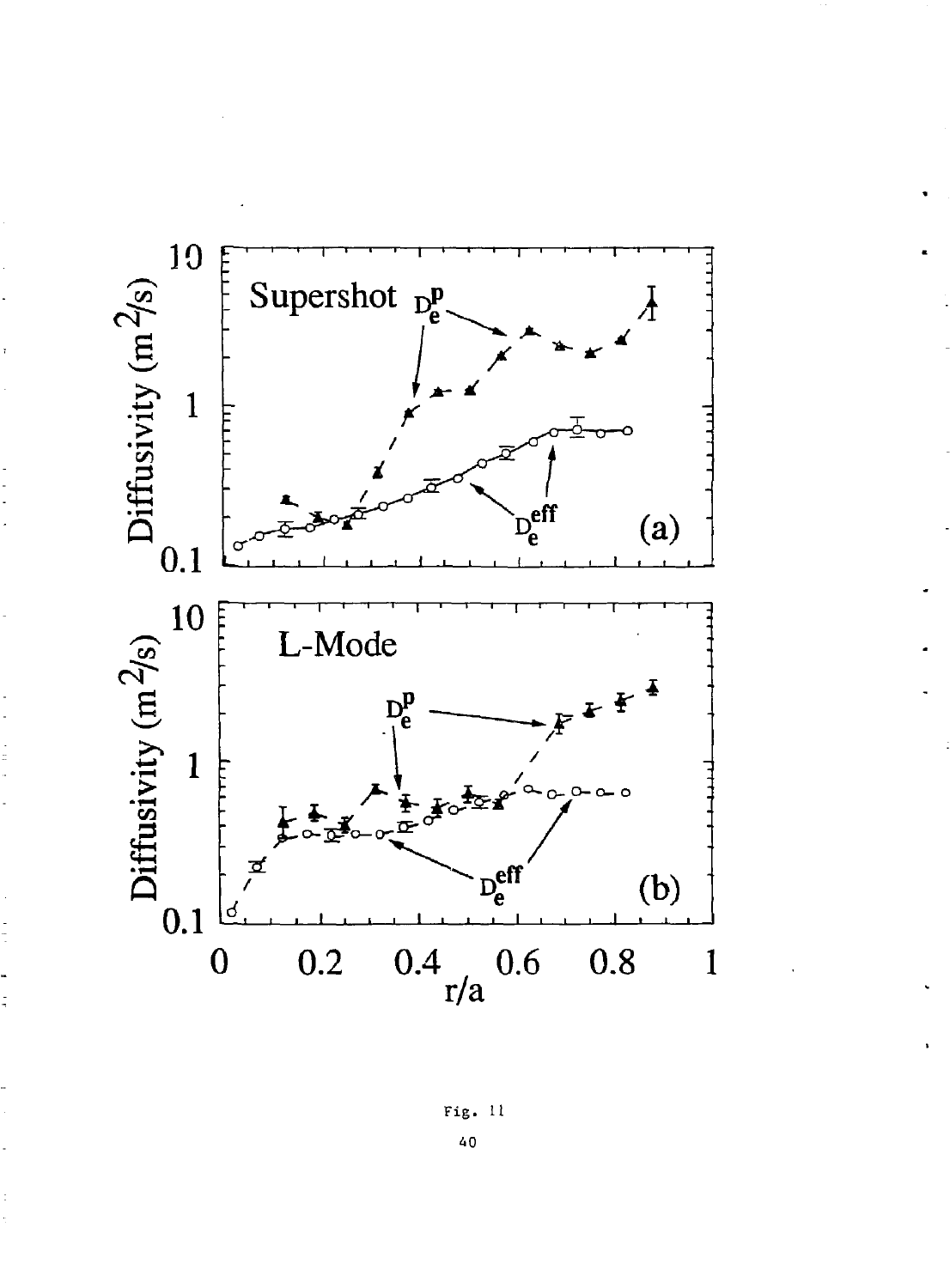Fig. 11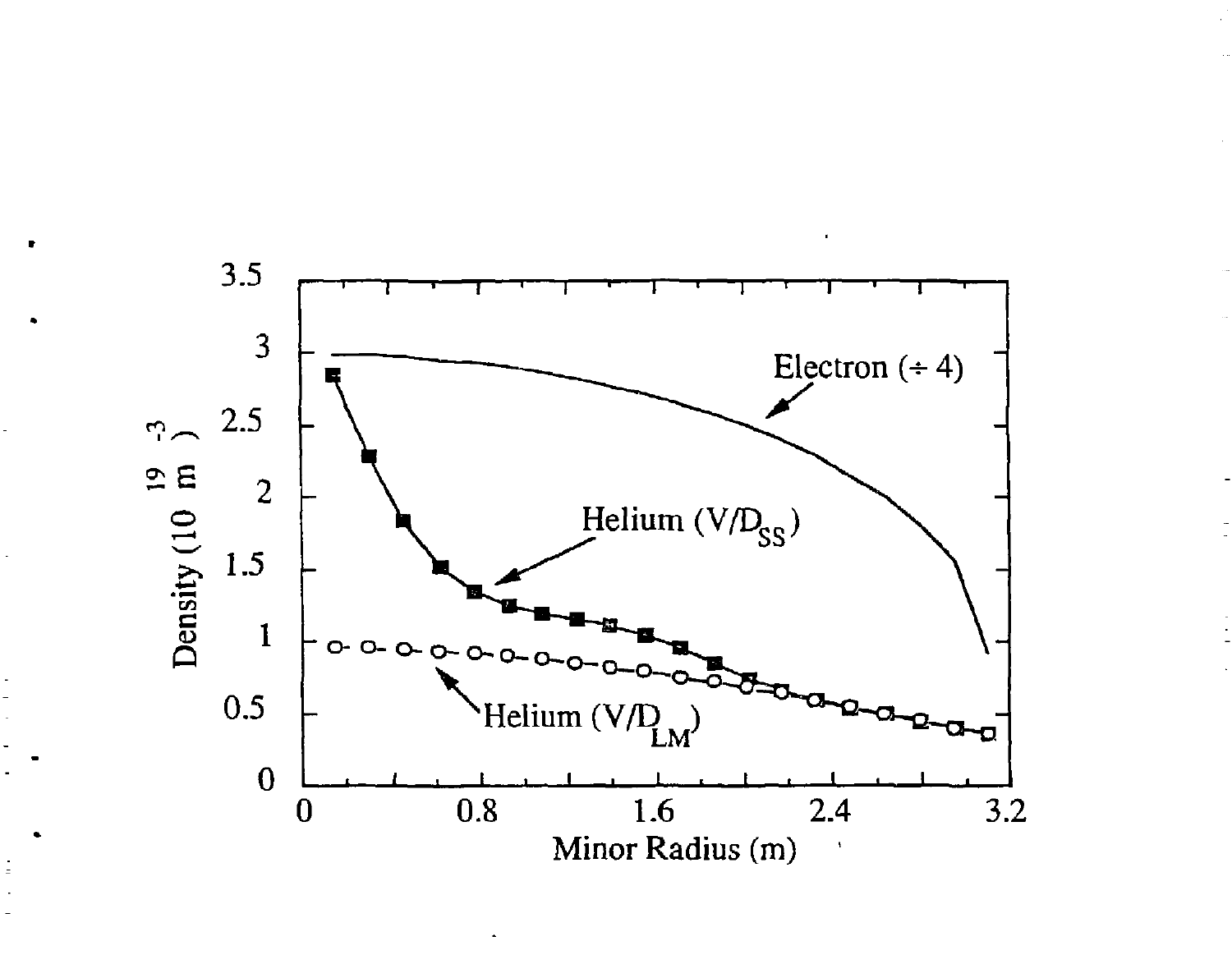Density ($10^{19}$ $m^{-3}$)

Electron (÷ 4)

Helium ($V/D_{SS}$)

Helium ($V/D_{LM}$)

Minor Radius (m)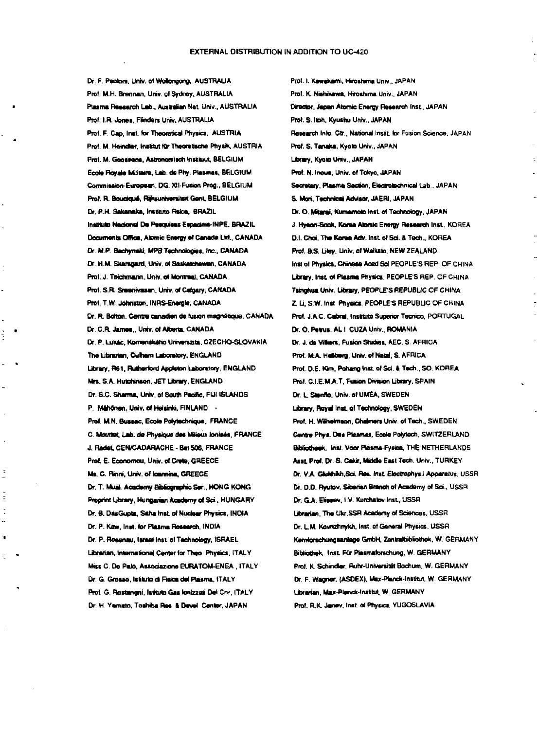# EXTERNAL DISTRIBUTION IN ADDITION TO UC-420

Dr. F. Paoloni, Univ. of Wollongong, AUSTRALIA
Prof. M.H. Brennan, Univ. of Sydney, AUSTRALIA
Plasma Research Lab., Australian Nat. Univ., AUSTRALIA
Prof. I.R. Jones, Flinders Univ, AUSTRALIA
Prof. F. Cap, Inst. for Theoretical Physics, AUSTRIA
Prof. M. Heindler, Institut für Theoretische Physik, AUSTRIA
Prof. M. Goossens, Astronomisch Instituut, BELGIUM
Ecole Royale Militaire, Lab. de Phy. Plasmas, BELGIUM
Commission-European, DG. XII-Fusion Prog., BELGIUM
Prof. R. Boucique, Rijksuniversiteit Gent, BELGIUM
Dr. P.H. Sakanaka, Instituto Fisica, BRAZIL
Instituto Nacional De Pesquisas Espaciais-INPE, BRAZIL
Documents Office, Atomic Energy of Canada Ltd., CANADA
Dr. M.P. Bachynski, MPB Technologies, Inc., CANADA
Dr. H.M. Skarsgard, Univ. of Saskatchewan, CANADA
Prof. J. Teichmann, Univ. of Montreal, CANADA
Prof. S.R. Sreenivasan, Univ. of Calgary, CANADA
Prof. T.W. Johnston, INRS-Energie, CANADA
Dr. R. Bolton, Centre canadien de fusion magnétique, CANADA
Dr. C.R. James,, Univ. of Alberta, CANADA
Dr. P. Lukác, Komenského Universzita, CZECHO-SLOVAKIA
The Librarian, Culham Laboratory, ENGLAND
Library, R61, Rutherford Appleton Laboratory, ENGLAND
Mrs. S.A. Hutchinson, JET Library, ENGLAND
Dr. S.C. Sharma, Univ. of South Pacific, FIJI ISLANDS
P. Mähönen, Univ. of Helsinki, FINLAND
Prof. M.N. Bussac, Ecole Polytechnique,, FRANCE
C. Mouttet, Lab. de Physique des Milieux Ionisés, FRANCE
J. Radet, CEN/CADARACHE - Bat 506, FRANCE
Prof. E. Economou, Univ. of Crete, GREECE
Ms. C. Rinni, Univ. of Ioannina, GREECE
Dr. T. Mual, Academy Bibliographic Ser., HONG KONG
Preprint Library, Hungarian Academy of Sci., HUNGARY
Dr. B. DasGupta, Saha Inst. of Nuclear Physics, INDIA
Dr. P. Kaw, Inst. for Plasma Research, INDIA
Dr. P. Rosenau, Israel Inst. of Technology, ISRAEL
Librarian, International Center for Theo Physics, ITALY
Miss C. De Palo, Associazione EURATOM-ENEA , ITALY
Dr. G. Grosso, Istituto di Fisica del Plasma, ITALY
Prof. G. Rostangni, Istituto Gas Ionizzati Del Cnr, ITALY
Dr. H. Yamato, Toshiba Res & Devel Center, JAPAN
Prof. I. Kawakami, Hiroshima Univ., JAPAN
Prof. K. Nishikawa, Hiroshima Univ., JAPAN
Director, Japan Atomic Energy Research Inst., JAPAN
Prof. S. Itoh, Kyushu Univ., JAPAN
Research Info. Ctr., National Instit. for Fusion Science, JAPAN
Prof. S. Tanaka, Kyoto Univ., JAPAN
Library, Kyoto Univ., JAPAN
Prof. N. Inoue, Univ. of Tokyo, JAPAN
Secretary, Plasma Section, Electrotechnical Lab., JAPAN
S. Mori, Technical Advisor, JAERI, JAPAN
Dr. O. Mitarai, Kumamoto Inst. of Technology, JAPAN
J. Hyeon-Sook, Korea Atomic Energy Research Inst., KOREA
D.I. Choi, The Korea Adv. Inst. of Sci. & Tech., KOREA
Prof. B.S. Liley, Univ. of Waikato, NEW ZEALAND
Inst of Physics, Chinese Acad Sci PEOPLE'S REP. OF CHINA
Library, Inst. of Plasma Physics, PEOPLE'S REP. OF CHINA
Tsinghua Univ. Library, PEOPLE'S REPUBLIC OF CHINA
Z. Li, S.W. Inst Physics, PEOPLE'S REPUBLIC OF CHINA
Prof. J.A.C. Cabral, Instituto Superior Tecnico, PORTUGAL
Dr. O. Petrus, AL I CUZA Univ., ROMANIA
Dr. J. de Villiers, Fusion Studies, AEC, S. AFRICA
Prof. M.A. Hellberg, Univ. of Natal, S. AFRICA
Prof. D.E. Kim, Pohang Inst. of Sci. & Tech., SO. KOREA
Prof. C.I.E.M.A.T, Fusion Division Library, SPAIN
Dr. L. Stenflo, Univ. of UMEA, SWEDEN
Library, Royal Inst. of Technology, SWEDEN
Prof. H. Wilhelmson, Chalmers Univ. of Tech., SWEDEN
Centre Phys. Des Plasmas, Ecole Polytech, SWITZERLAND
Bibliotheek, Inst. Voor Plasma-Fysica, THE NETHERLANDS
Asst. Prof. Dr. S. Cakir, Middle East Tech. Univ., TURKEY
Dr. V.A. Glukhikh, Sci. Res. Inst. Electrophys.I Apparatus, USSR
Dr. D.D. Ryutov, Siberian Branch of Academy of Sci., USSR
Dr. G.A. Eliseev, I.V. Kurchatov Inst., USSR
Librarian, The Ukr.SSR Academy of Sciences, USSR
Dr. L.M. Kovrizhnykh, Inst. of General Physics, USSR
Kernforschungsanlage GmbH, Zentralbibliothek, W. GERMANY
Bibliothek, Inst. Für Plasmaforschung, W. GERMANY
Prof. K. Schindler, Ruhr-Universität Bochum, W. GERMANY
Dr. F. Wagner, (ASDEX), Max-Planck-Institut, W. GERMANY
Librarian, Max-Planck-Institut, W. GERMANY
Prof. R.K. Janev, Inst. of Physics, YUGOSLAVIA